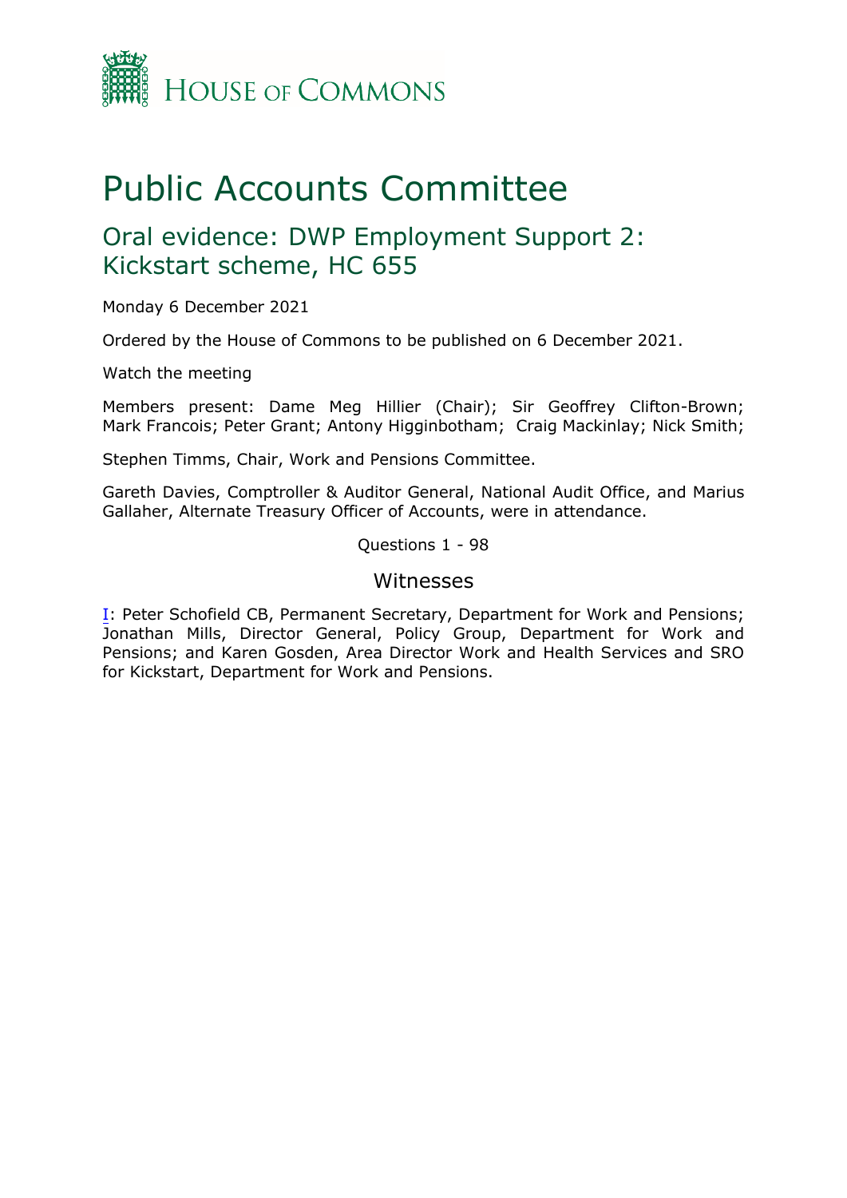HOUSE OF COMMONS

# Public Accounts Committee

## Oral evidence: DWP Employment Support 2: Kickstart scheme, HC 655

Monday 6 December 2021

Ordered by the House of Commons to be published on 6 December 2021.

Watch the meeting

Members present: Dame Meg Hillier (Chair); Sir Geoffrey Clifton-Brown; Mark Francois; Peter Grant; Antony Higginbotham; Craig Mackinlay; Nick Smith;

Stephen Timms, Chair, Work and Pensions Committee.

Gareth Davies, Comptroller & Auditor General, National Audit Office, and Marius Gallaher, Alternate Treasury Officer of Accounts, were in attendance.

Questions 1 - 98

### Witnesses

I: Peter Schofield CB, Permanent Secretary, Department for Work and Pensions; Jonathan Mills, Director General, Policy Group, Department for Work and Pensions; and Karen Gosden, Area Director Work and Health Services and SRO for Kickstart, Department for Work and Pensions.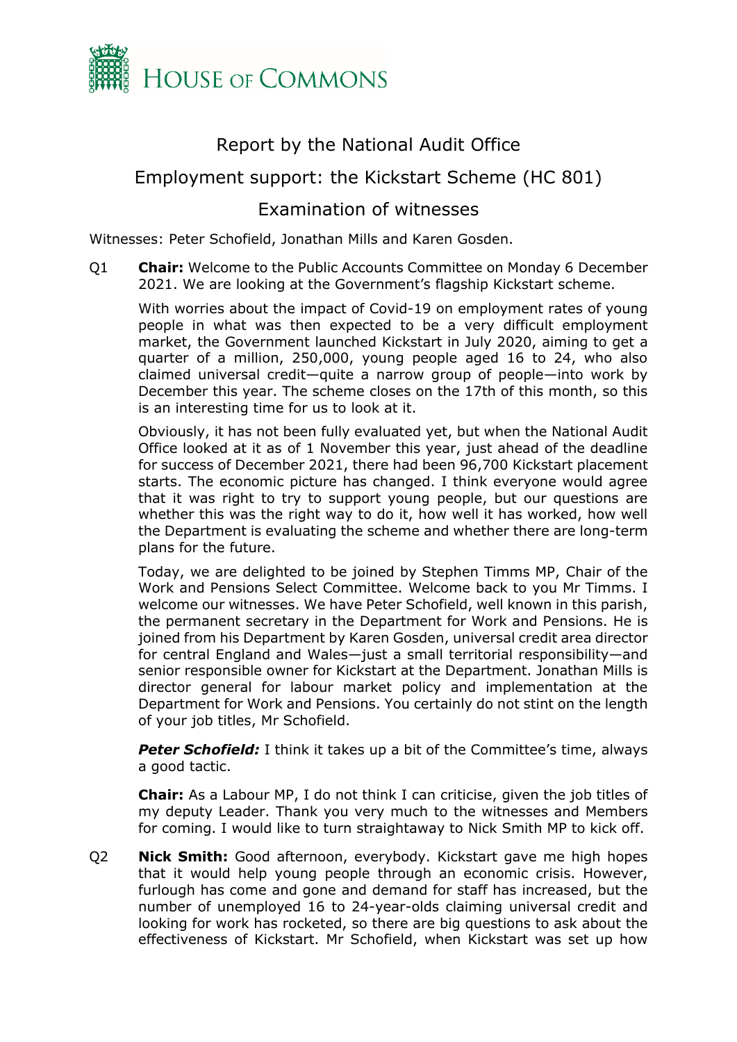# HOUSE OF COMMONS

## Report by the National Audit Office

## Employment support: the Kickstart Scheme (HC 801)

## Examination of witnesses

Witnesses: Peter Schofield, Jonathan Mills and Karen Gosden.

Q1 **Chair:** Welcome to the Public Accounts Committee on Monday 6 December 2021. We are looking at the Government's flagship Kickstart scheme.

With worries about the impact of Covid-19 on employment rates of young people in what was then expected to be a very difficult employment market, the Government launched Kickstart in July 2020, aiming to get a quarter of a million, 250,000, young people aged 16 to 24, who also claimed universal credit—quite a narrow group of people—into work by December this year. The scheme closes on the 17th of this month, so this is an interesting time for us to look at it.

Obviously, it has not been fully evaluated yet, but when the National Audit Office looked at it as of 1 November this year, just ahead of the deadline for success of December 2021, there had been 96,700 Kickstart placement starts. The economic picture has changed. I think everyone would agree that it was right to try to support young people, but our questions are whether this was the right way to do it, how well it has worked, how well the Department is evaluating the scheme and whether there are long-term plans for the future.

Today, we are delighted to be joined by Stephen Timms MP, Chair of the Work and Pensions Select Committee. Welcome back to you Mr Timms. I welcome our witnesses. We have Peter Schofield, well known in this parish, the permanent secretary in the Department for Work and Pensions. He is joined from his Department by Karen Gosden, universal credit area director for central England and Wales—just a small territorial responsibility—and senior responsible owner for Kickstart at the Department. Jonathan Mills is director general for labour market policy and implementation at the Department for Work and Pensions. You certainly do not stint on the length of your job titles, Mr Schofield.

***Peter Schofield:*** I think it takes up a bit of the Committee's time, always a good tactic.

**Chair:** As a Labour MP, I do not think I can criticise, given the job titles of my deputy Leader. Thank you very much to the witnesses and Members for coming. I would like to turn straightaway to Nick Smith MP to kick off.

Q2 **Nick Smith:** Good afternoon, everybody. Kickstart gave me high hopes that it would help young people through an economic crisis. However, furlough has come and gone and demand for staff has increased, but the number of unemployed 16 to 24-year-olds claiming universal credit and looking for work has rocketed, so there are big questions to ask about the effectiveness of Kickstart. Mr Schofield, when Kickstart was set up how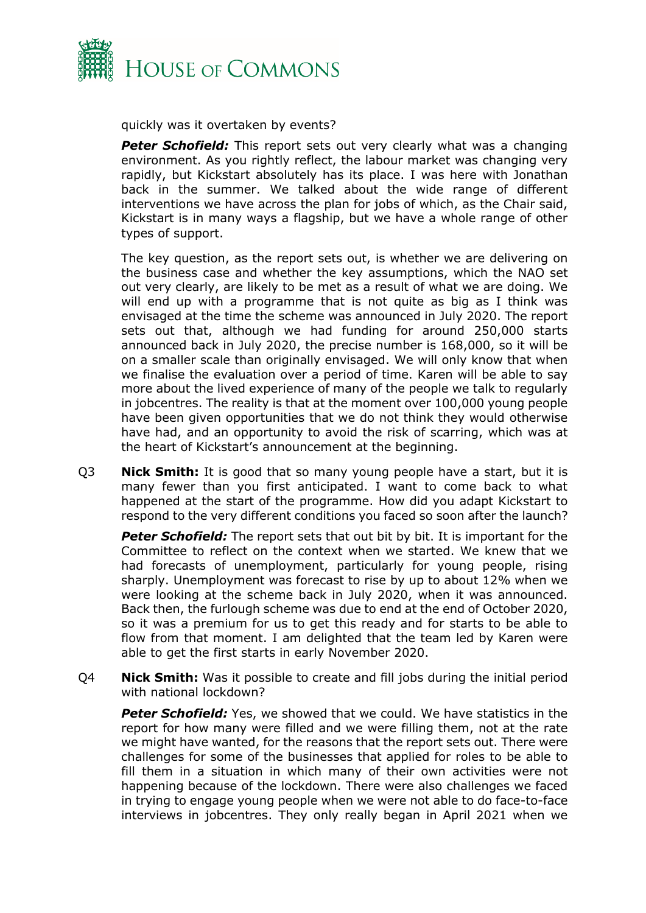quickly was it overtaken by events?

***Peter Schofield:*** This report sets out very clearly what was a changing environment. As you rightly reflect, the labour market was changing very rapidly, but Kickstart absolutely has its place. I was here with Jonathan back in the summer. We talked about the wide range of different interventions we have across the plan for jobs of which, as the Chair said, Kickstart is in many ways a flagship, but we have a whole range of other types of support.

The key question, as the report sets out, is whether we are delivering on the business case and whether the key assumptions, which the NAO set out very clearly, are likely to be met as a result of what we are doing. We will end up with a programme that is not quite as big as I think was envisaged at the time the scheme was announced in July 2020. The report sets out that, although we had funding for around 250,000 starts announced back in July 2020, the precise number is 168,000, so it will be on a smaller scale than originally envisaged. We will only know that when we finalise the evaluation over a period of time. Karen will be able to say more about the lived experience of many of the people we talk to regularly in jobcentres. The reality is that at the moment over 100,000 young people have been given opportunities that we do not think they would otherwise have had, and an opportunity to avoid the risk of scarring, which was at the heart of Kickstart's announcement at the beginning.

Q3 **Nick Smith:** It is good that so many young people have a start, but it is many fewer than you first anticipated. I want to come back to what happened at the start of the programme. How did you adapt Kickstart to respond to the very different conditions you faced so soon after the launch?

***Peter Schofield:*** The report sets that out bit by bit. It is important for the Committee to reflect on the context when we started. We knew that we had forecasts of unemployment, particularly for young people, rising sharply. Unemployment was forecast to rise by up to about 12% when we were looking at the scheme back in July 2020, when it was announced. Back then, the furlough scheme was due to end at the end of October 2020, so it was a premium for us to get this ready and for starts to be able to flow from that moment. I am delighted that the team led by Karen were able to get the first starts in early November 2020.

Q4 **Nick Smith:** Was it possible to create and fill jobs during the initial period with national lockdown?

***Peter Schofield:*** Yes, we showed that we could. We have statistics in the report for how many were filled and we were filling them, not at the rate we might have wanted, for the reasons that the report sets out. There were challenges for some of the businesses that applied for roles to be able to fill them in a situation in which many of their own activities were not happening because of the lockdown. There were also challenges we faced in trying to engage young people when we were not able to do face-to-face interviews in jobcentres. They only really began in April 2021 when we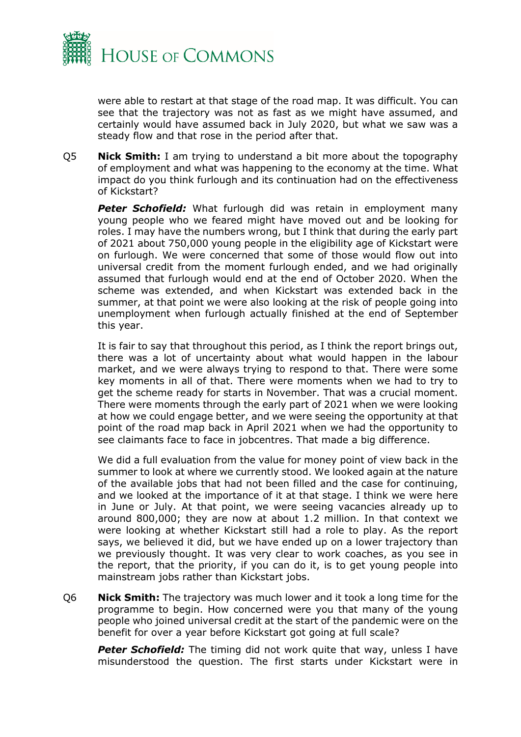were able to restart at that stage of the road map. It was difficult. You can see that the trajectory was not as fast as we might have assumed, and certainly would have assumed back in July 2020, but what we saw was a steady flow and that rose in the period after that.

Q5 **Nick Smith:** I am trying to understand a bit more about the topography of employment and what was happening to the economy at the time. What impact do you think furlough and its continuation had on the effectiveness of Kickstart?

***Peter Schofield:*** What furlough did was retain in employment many young people who we feared might have moved out and be looking for roles. I may have the numbers wrong, but I think that during the early part of 2021 about 750,000 young people in the eligibility age of Kickstart were on furlough. We were concerned that some of those would flow out into universal credit from the moment furlough ended, and we had originally assumed that furlough would end at the end of October 2020. When the scheme was extended, and when Kickstart was extended back in the summer, at that point we were also looking at the risk of people going into unemployment when furlough actually finished at the end of September this year.

It is fair to say that throughout this period, as I think the report brings out, there was a lot of uncertainty about what would happen in the labour market, and we were always trying to respond to that. There were some key moments in all of that. There were moments when we had to try to get the scheme ready for starts in November. That was a crucial moment. There were moments through the early part of 2021 when we were looking at how we could engage better, and we were seeing the opportunity at that point of the road map back in April 2021 when we had the opportunity to see claimants face to face in jobcentres. That made a big difference.

We did a full evaluation from the value for money point of view back in the summer to look at where we currently stood. We looked again at the nature of the available jobs that had not been filled and the case for continuing, and we looked at the importance of it at that stage. I think we were here in June or July. At that point, we were seeing vacancies already up to around 800,000; they are now at about 1.2 million. In that context we were looking at whether Kickstart still had a role to play. As the report says, we believed it did, but we have ended up on a lower trajectory than we previously thought. It was very clear to work coaches, as you see in the report, that the priority, if you can do it, is to get young people into mainstream jobs rather than Kickstart jobs.

Q6 **Nick Smith:** The trajectory was much lower and it took a long time for the programme to begin. How concerned were you that many of the young people who joined universal credit at the start of the pandemic were on the benefit for over a year before Kickstart got going at full scale?

***Peter Schofield:*** The timing did not work quite that way, unless I have misunderstood the question. The first starts under Kickstart were in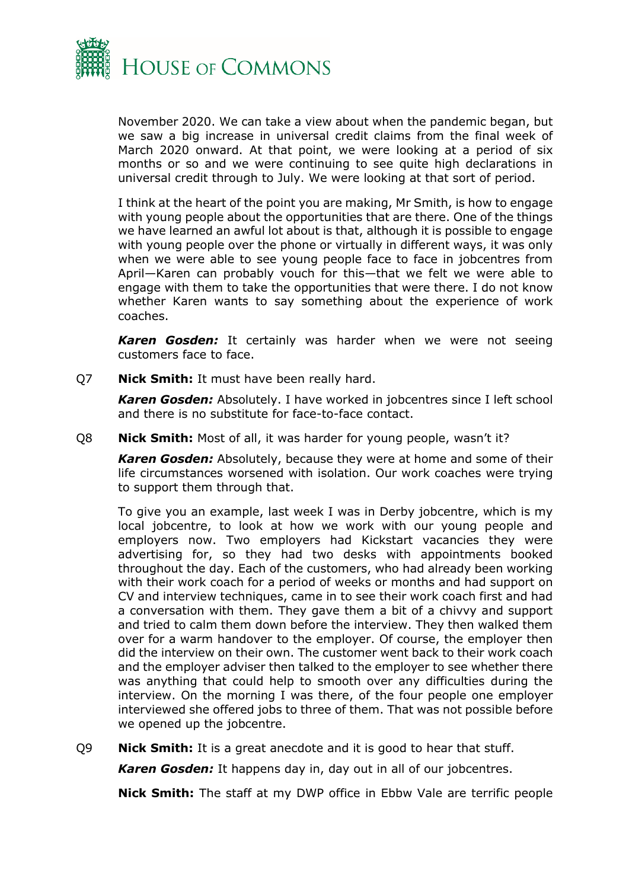November 2020. We can take a view about when the pandemic began, but we saw a big increase in universal credit claims from the final week of March 2020 onward. At that point, we were looking at a period of six months or so and we were continuing to see quite high declarations in universal credit through to July. We were looking at that sort of period.

I think at the heart of the point you are making, Mr Smith, is how to engage with young people about the opportunities that are there. One of the things we have learned an awful lot about is that, although it is possible to engage with young people over the phone or virtually in different ways, it was only when we were able to see young people face to face in jobcentres from April—Karen can probably vouch for this—that we felt we were able to engage with them to take the opportunities that were there. I do not know whether Karen wants to say something about the experience of work coaches.

***Karen Gosden:*** It certainly was harder when we were not seeing customers face to face.

Q7 **Nick Smith:** It must have been really hard.

***Karen Gosden:*** Absolutely. I have worked in jobcentres since I left school and there is no substitute for face-to-face contact.

Q8 **Nick Smith:** Most of all, it was harder for young people, wasn't it?

***Karen Gosden:*** Absolutely, because they were at home and some of their life circumstances worsened with isolation. Our work coaches were trying to support them through that.

To give you an example, last week I was in Derby jobcentre, which is my local jobcentre, to look at how we work with our young people and employers now. Two employers had Kickstart vacancies they were advertising for, so they had two desks with appointments booked throughout the day. Each of the customers, who had already been working with their work coach for a period of weeks or months and had support on CV and interview techniques, came in to see their work coach first and had a conversation with them. They gave them a bit of a chivvy and support and tried to calm them down before the interview. They then walked them over for a warm handover to the employer. Of course, the employer then did the interview on their own. The customer went back to their work coach and the employer adviser then talked to the employer to see whether there was anything that could help to smooth over any difficulties during the interview. On the morning I was there, of the four people one employer interviewed she offered jobs to three of them. That was not possible before we opened up the jobcentre.

Q9 **Nick Smith:** It is a great anecdote and it is good to hear that stuff.

***Karen Gosden:*** It happens day in, day out in all of our jobcentres.

**Nick Smith:** The staff at my DWP office in Ebbw Vale are terrific people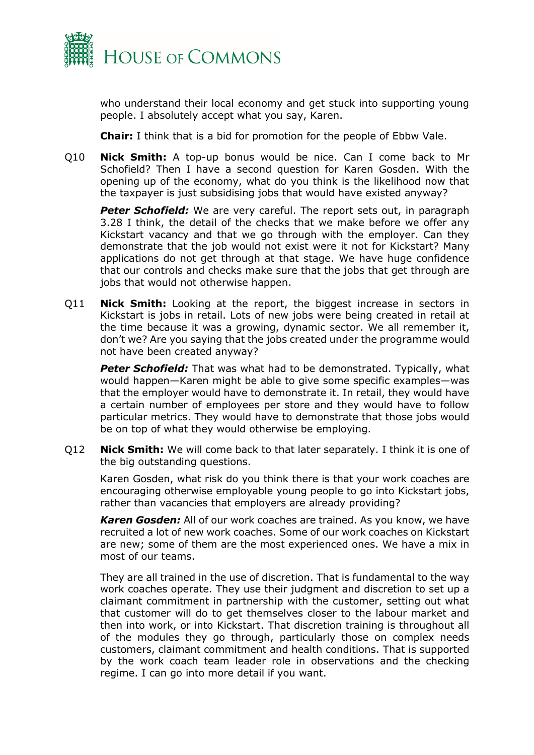who understand their local economy and get stuck into supporting young people. I absolutely accept what you say, Karen.

**Chair:** I think that is a bid for promotion for the people of Ebbw Vale.

Q10 **Nick Smith:** A top-up bonus would be nice. Can I come back to Mr Schofield? Then I have a second question for Karen Gosden. With the opening up of the economy, what do you think is the likelihood now that the taxpayer is just subsidising jobs that would have existed anyway?

***Peter Schofield:*** We are very careful. The report sets out, in paragraph 3.28 I think, the detail of the checks that we make before we offer any Kickstart vacancy and that we go through with the employer. Can they demonstrate that the job would not exist were it not for Kickstart? Many applications do not get through at that stage. We have huge confidence that our controls and checks make sure that the jobs that get through are jobs that would not otherwise happen.

Q11 **Nick Smith:** Looking at the report, the biggest increase in sectors in Kickstart is jobs in retail. Lots of new jobs were being created in retail at the time because it was a growing, dynamic sector. We all remember it, don't we? Are you saying that the jobs created under the programme would not have been created anyway?

***Peter Schofield:*** That was what had to be demonstrated. Typically, what would happen—Karen might be able to give some specific examples—was that the employer would have to demonstrate it. In retail, they would have a certain number of employees per store and they would have to follow particular metrics. They would have to demonstrate that those jobs would be on top of what they would otherwise be employing.

Q12 **Nick Smith:** We will come back to that later separately. I think it is one of the big outstanding questions.

Karen Gosden, what risk do you think there is that your work coaches are encouraging otherwise employable young people to go into Kickstart jobs, rather than vacancies that employers are already providing?

***Karen Gosden:*** All of our work coaches are trained. As you know, we have recruited a lot of new work coaches. Some of our work coaches on Kickstart are new; some of them are the most experienced ones. We have a mix in most of our teams.

They are all trained in the use of discretion. That is fundamental to the way work coaches operate. They use their judgment and discretion to set up a claimant commitment in partnership with the customer, setting out what that customer will do to get themselves closer to the labour market and then into work, or into Kickstart. That discretion training is throughout all of the modules they go through, particularly those on complex needs customers, claimant commitment and health conditions. That is supported by the work coach team leader role in observations and the checking regime. I can go into more detail if you want.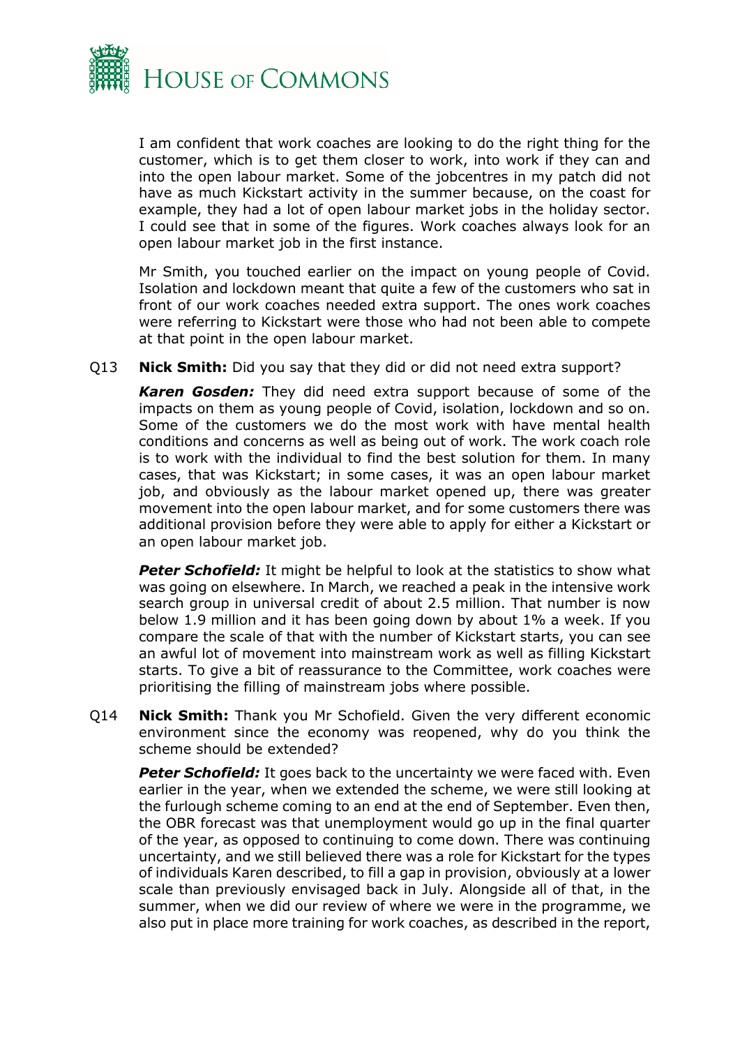I am confident that work coaches are looking to do the right thing for the customer, which is to get them closer to work, into work if they can and into the open labour market. Some of the jobcentres in my patch did not have as much Kickstart activity in the summer because, on the coast for example, they had a lot of open labour market jobs in the holiday sector. I could see that in some of the figures. Work coaches always look for an open labour market job in the first instance.

Mr Smith, you touched earlier on the impact on young people of Covid. Isolation and lockdown meant that quite a few of the customers who sat in front of our work coaches needed extra support. The ones work coaches were referring to Kickstart were those who had not been able to compete at that point in the open labour market.

Q13 **Nick Smith:** Did you say that they did or did not need extra support?

***Karen Gosden:*** They did need extra support because of some of the impacts on them as young people of Covid, isolation, lockdown and so on. Some of the customers we do the most work with have mental health conditions and concerns as well as being out of work. The work coach role is to work with the individual to find the best solution for them. In many cases, that was Kickstart; in some cases, it was an open labour market job, and obviously as the labour market opened up, there was greater movement into the open labour market, and for some customers there was additional provision before they were able to apply for either a Kickstart or an open labour market job.

***Peter Schofield:*** It might be helpful to look at the statistics to show what was going on elsewhere. In March, we reached a peak in the intensive work search group in universal credit of about 2.5 million. That number is now below 1.9 million and it has been going down by about 1% a week. If you compare the scale of that with the number of Kickstart starts, you can see an awful lot of movement into mainstream work as well as filling Kickstart starts. To give a bit of reassurance to the Committee, work coaches were prioritising the filling of mainstream jobs where possible.

Q14 **Nick Smith:** Thank you Mr Schofield. Given the very different economic environment since the economy was reopened, why do you think the scheme should be extended?

***Peter Schofield:*** It goes back to the uncertainty we were faced with. Even earlier in the year, when we extended the scheme, we were still looking at the furlough scheme coming to an end at the end of September. Even then, the OBR forecast was that unemployment would go up in the final quarter of the year, as opposed to continuing to come down. There was continuing uncertainty, and we still believed there was a role for Kickstart for the types of individuals Karen described, to fill a gap in provision, obviously at a lower scale than previously envisaged back in July. Alongside all of that, in the summer, when we did our review of where we were in the programme, we also put in place more training for work coaches, as described in the report,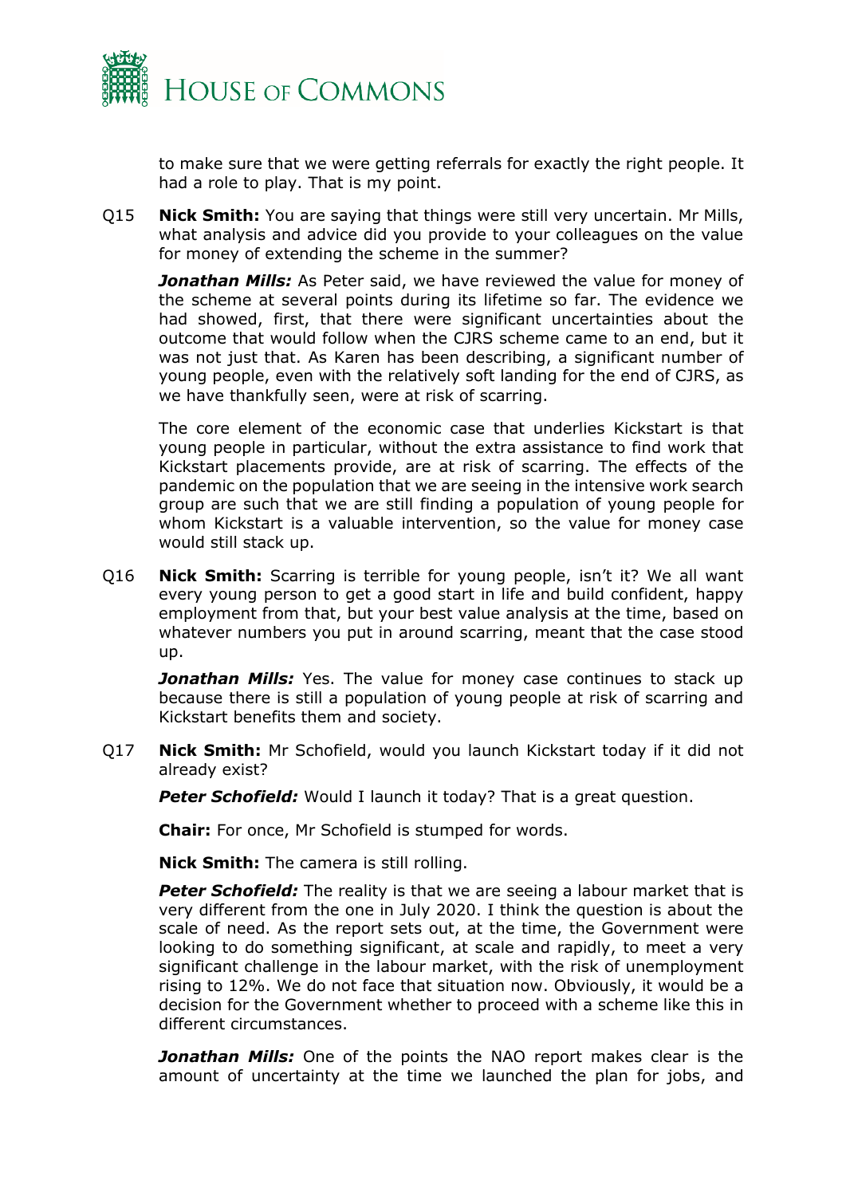to make sure that we were getting referrals for exactly the right people. It had a role to play. That is my point.

Q15 **Nick Smith:** You are saying that things were still very uncertain. Mr Mills, what analysis and advice did you provide to your colleagues on the value for money of extending the scheme in the summer?

***Jonathan Mills:*** As Peter said, we have reviewed the value for money of the scheme at several points during its lifetime so far. The evidence we had showed, first, that there were significant uncertainties about the outcome that would follow when the CJRS scheme came to an end, but it was not just that. As Karen has been describing, a significant number of young people, even with the relatively soft landing for the end of CJRS, as we have thankfully seen, were at risk of scarring.

The core element of the economic case that underlies Kickstart is that young people in particular, without the extra assistance to find work that Kickstart placements provide, are at risk of scarring. The effects of the pandemic on the population that we are seeing in the intensive work search group are such that we are still finding a population of young people for whom Kickstart is a valuable intervention, so the value for money case would still stack up.

Q16 **Nick Smith:** Scarring is terrible for young people, isn't it? We all want every young person to get a good start in life and build confident, happy employment from that, but your best value analysis at the time, based on whatever numbers you put in around scarring, meant that the case stood up.

***Jonathan Mills:*** Yes. The value for money case continues to stack up because there is still a population of young people at risk of scarring and Kickstart benefits them and society.

Q17 **Nick Smith:** Mr Schofield, would you launch Kickstart today if it did not already exist?

***Peter Schofield:*** Would I launch it today? That is a great question.

**Chair:** For once, Mr Schofield is stumped for words.

**Nick Smith:** The camera is still rolling.

***Peter Schofield:*** The reality is that we are seeing a labour market that is very different from the one in July 2020. I think the question is about the scale of need. As the report sets out, at the time, the Government were looking to do something significant, at scale and rapidly, to meet a very significant challenge in the labour market, with the risk of unemployment rising to 12%. We do not face that situation now. Obviously, it would be a decision for the Government whether to proceed with a scheme like this in different circumstances.

***Jonathan Mills:*** One of the points the NAO report makes clear is the amount of uncertainty at the time we launched the plan for jobs, and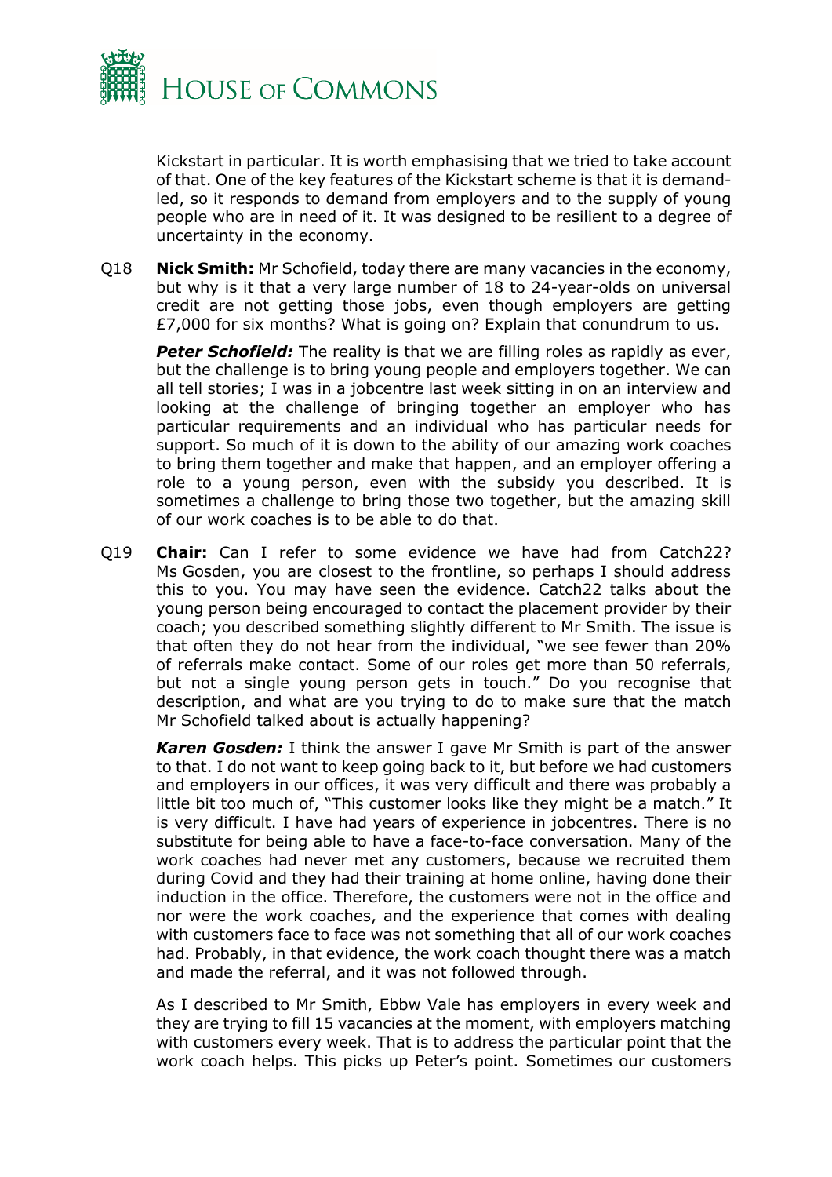Kickstart in particular. It is worth emphasising that we tried to take account of that. One of the key features of the Kickstart scheme is that it is demand-led, so it responds to demand from employers and to the supply of young people who are in need of it. It was designed to be resilient to a degree of uncertainty in the economy.

Q18 **Nick Smith:** Mr Schofield, today there are many vacancies in the economy, but why is it that a very large number of 18 to 24-year-olds on universal credit are not getting those jobs, even though employers are getting £7,000 for six months? What is going on? Explain that conundrum to us.

***Peter Schofield:*** The reality is that we are filling roles as rapidly as ever, but the challenge is to bring young people and employers together. We can all tell stories; I was in a jobcentre last week sitting in on an interview and looking at the challenge of bringing together an employer who has particular requirements and an individual who has particular needs for support. So much of it is down to the ability of our amazing work coaches to bring them together and make that happen, and an employer offering a role to a young person, even with the subsidy you described. It is sometimes a challenge to bring those two together, but the amazing skill of our work coaches is to be able to do that.

Q19 **Chair:** Can I refer to some evidence we have had from Catch22? Ms Gosden, you are closest to the frontline, so perhaps I should address this to you. You may have seen the evidence. Catch22 talks about the young person being encouraged to contact the placement provider by their coach; you described something slightly different to Mr Smith. The issue is that often they do not hear from the individual, "we see fewer than 20% of referrals make contact. Some of our roles get more than 50 referrals, but not a single young person gets in touch." Do you recognise that description, and what are you trying to do to make sure that the match Mr Schofield talked about is actually happening?

***Karen Gosden:*** I think the answer I gave Mr Smith is part of the answer to that. I do not want to keep going back to it, but before we had customers and employers in our offices, it was very difficult and there was probably a little bit too much of, "This customer looks like they might be a match." It is very difficult. I have had years of experience in jobcentres. There is no substitute for being able to have a face-to-face conversation. Many of the work coaches had never met any customers, because we recruited them during Covid and they had their training at home online, having done their induction in the office. Therefore, the customers were not in the office and nor were the work coaches, and the experience that comes with dealing with customers face to face was not something that all of our work coaches had. Probably, in that evidence, the work coach thought there was a match and made the referral, and it was not followed through.

As I described to Mr Smith, Ebbw Vale has employers in every week and they are trying to fill 15 vacancies at the moment, with employers matching with customers every week. That is to address the particular point that the work coach helps. This picks up Peter's point. Sometimes our customers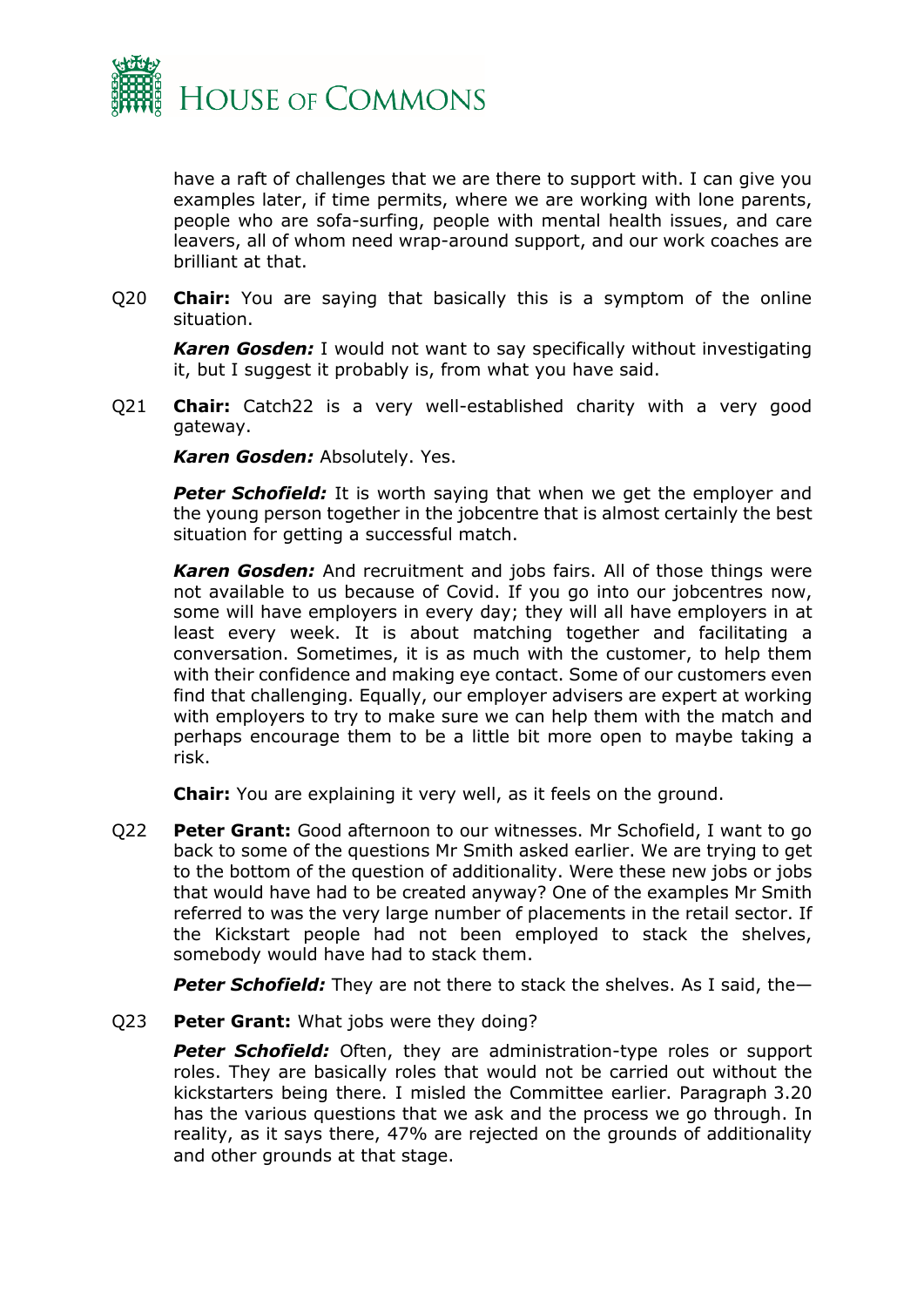have a raft of challenges that we are there to support with. I can give you examples later, if time permits, where we are working with lone parents, people who are sofa-surfing, people with mental health issues, and care leavers, all of whom need wrap-around support, and our work coaches are brilliant at that.

Q20 **Chair:** You are saying that basically this is a symptom of the online situation.

***Karen Gosden:*** I would not want to say specifically without investigating it, but I suggest it probably is, from what you have said.

Q21 **Chair:** Catch22 is a very well-established charity with a very good gateway.

***Karen Gosden:*** Absolutely. Yes.

***Peter Schofield:*** It is worth saying that when we get the employer and the young person together in the jobcentre that is almost certainly the best situation for getting a successful match.

***Karen Gosden:*** And recruitment and jobs fairs. All of those things were not available to us because of Covid. If you go into our jobcentres now, some will have employers in every day; they will all have employers in at least every week. It is about matching together and facilitating a conversation. Sometimes, it is as much with the customer, to help them with their confidence and making eye contact. Some of our customers even find that challenging. Equally, our employer advisers are expert at working with employers to try to make sure we can help them with the match and perhaps encourage them to be a little bit more open to maybe taking a risk.

**Chair:** You are explaining it very well, as it feels on the ground.

Q22 **Peter Grant:** Good afternoon to our witnesses. Mr Schofield, I want to go back to some of the questions Mr Smith asked earlier. We are trying to get to the bottom of the question of additionality. Were these new jobs or jobs that would have had to be created anyway? One of the examples Mr Smith referred to was the very large number of placements in the retail sector. If the Kickstart people had not been employed to stack the shelves, somebody would have had to stack them.

***Peter Schofield:*** They are not there to stack the shelves. As I said, the—

Q23 **Peter Grant:** What jobs were they doing?

***Peter Schofield:*** Often, they are administration-type roles or support roles. They are basically roles that would not be carried out without the kickstarters being there. I misled the Committee earlier. Paragraph 3.20 has the various questions that we ask and the process we go through. In reality, as it says there, 47% are rejected on the grounds of additionality and other grounds at that stage.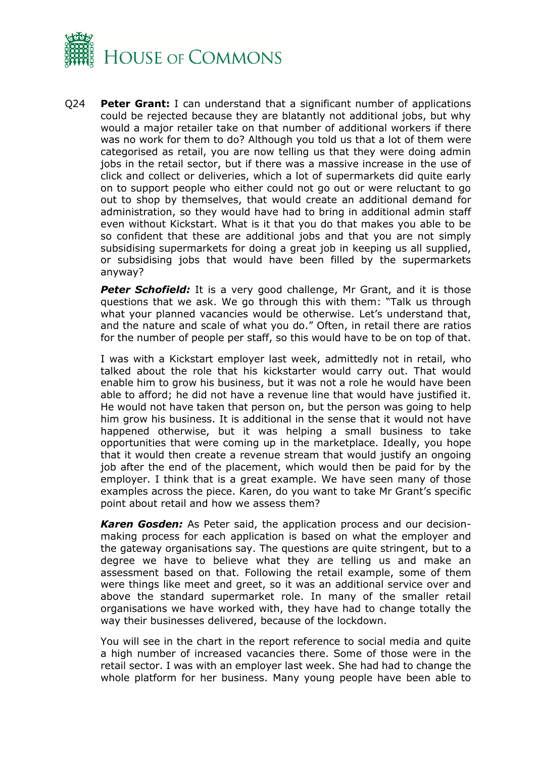Q24 **Peter Grant:** I can understand that a significant number of applications could be rejected because they are blatantly not additional jobs, but why would a major retailer take on that number of additional workers if there was no work for them to do? Although you told us that a lot of them were categorised as retail, you are now telling us that they were doing admin jobs in the retail sector, but if there was a massive increase in the use of click and collect or deliveries, which a lot of supermarkets did quite early on to support people who either could not go out or were reluctant to go out to shop by themselves, that would create an additional demand for administration, so they would have had to bring in additional admin staff even without Kickstart. What is it that you do that makes you able to be so confident that these are additional jobs and that you are not simply subsidising supermarkets for doing a great job in keeping us all supplied, or subsidising jobs that would have been filled by the supermarkets anyway?

***Peter Schofield:*** It is a very good challenge, Mr Grant, and it is those questions that we ask. We go through this with them: "Talk us through what your planned vacancies would be otherwise. Let's understand that, and the nature and scale of what you do." Often, in retail there are ratios for the number of people per staff, so this would have to be on top of that.

I was with a Kickstart employer last week, admittedly not in retail, who talked about the role that his kickstarter would carry out. That would enable him to grow his business, but it was not a role he would have been able to afford; he did not have a revenue line that would have justified it. He would not have taken that person on, but the person was going to help him grow his business. It is additional in the sense that it would not have happened otherwise, but it was helping a small business to take opportunities that were coming up in the marketplace. Ideally, you hope that it would then create a revenue stream that would justify an ongoing job after the end of the placement, which would then be paid for by the employer. I think that is a great example. We have seen many of those examples across the piece. Karen, do you want to take Mr Grant's specific point about retail and how we assess them?

***Karen Gosden:*** As Peter said, the application process and our decision-making process for each application is based on what the employer and the gateway organisations say. The questions are quite stringent, but to a degree we have to believe what they are telling us and make an assessment based on that. Following the retail example, some of them were things like meet and greet, so it was an additional service over and above the standard supermarket role. In many of the smaller retail organisations we have worked with, they have had to change totally the way their businesses delivered, because of the lockdown.

You will see in the chart in the report reference to social media and quite a high number of increased vacancies there. Some of those were in the retail sector. I was with an employer last week. She had had to change the whole platform for her business. Many young people have been able to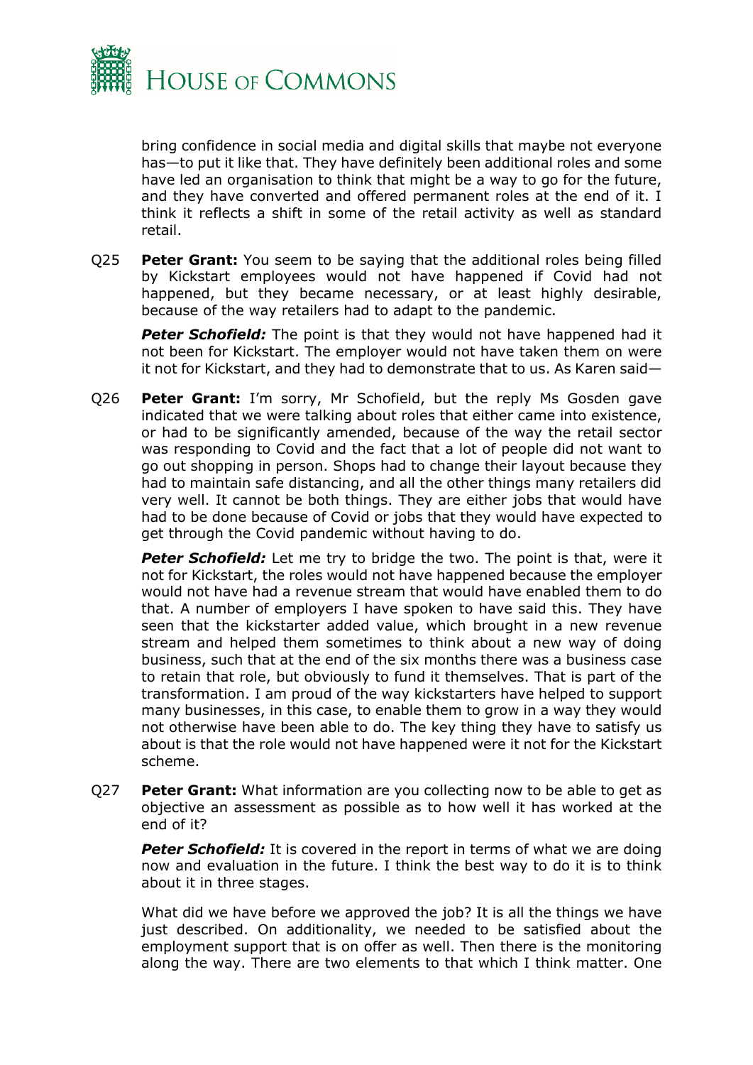bring confidence in social media and digital skills that maybe not everyone has—to put it like that. They have definitely been additional roles and some have led an organisation to think that might be a way to go for the future, and they have converted and offered permanent roles at the end of it. I think it reflects a shift in some of the retail activity as well as standard retail.

Q25 **Peter Grant:** You seem to be saying that the additional roles being filled by Kickstart employees would not have happened if Covid had not happened, but they became necessary, or at least highly desirable, because of the way retailers had to adapt to the pandemic.

***Peter Schofield:*** The point is that they would not have happened had it not been for Kickstart. The employer would not have taken them on were it not for Kickstart, and they had to demonstrate that to us. As Karen said—

Q26 **Peter Grant:** I'm sorry, Mr Schofield, but the reply Ms Gosden gave indicated that we were talking about roles that either came into existence, or had to be significantly amended, because of the way the retail sector was responding to Covid and the fact that a lot of people did not want to go out shopping in person. Shops had to change their layout because they had to maintain safe distancing, and all the other things many retailers did very well. It cannot be both things. They are either jobs that would have had to be done because of Covid or jobs that they would have expected to get through the Covid pandemic without having to do.

***Peter Schofield:*** Let me try to bridge the two. The point is that, were it not for Kickstart, the roles would not have happened because the employer would not have had a revenue stream that would have enabled them to do that. A number of employers I have spoken to have said this. They have seen that the kickstarter added value, which brought in a new revenue stream and helped them sometimes to think about a new way of doing business, such that at the end of the six months there was a business case to retain that role, but obviously to fund it themselves. That is part of the transformation. I am proud of the way kickstarters have helped to support many businesses, in this case, to enable them to grow in a way they would not otherwise have been able to do. The key thing they have to satisfy us about is that the role would not have happened were it not for the Kickstart scheme.

Q27 **Peter Grant:** What information are you collecting now to be able to get as objective an assessment as possible as to how well it has worked at the end of it?

***Peter Schofield:*** It is covered in the report in terms of what we are doing now and evaluation in the future. I think the best way to do it is to think about it in three stages.

What did we have before we approved the job? It is all the things we have just described. On additionality, we needed to be satisfied about the employment support that is on offer as well. Then there is the monitoring along the way. There are two elements to that which I think matter. One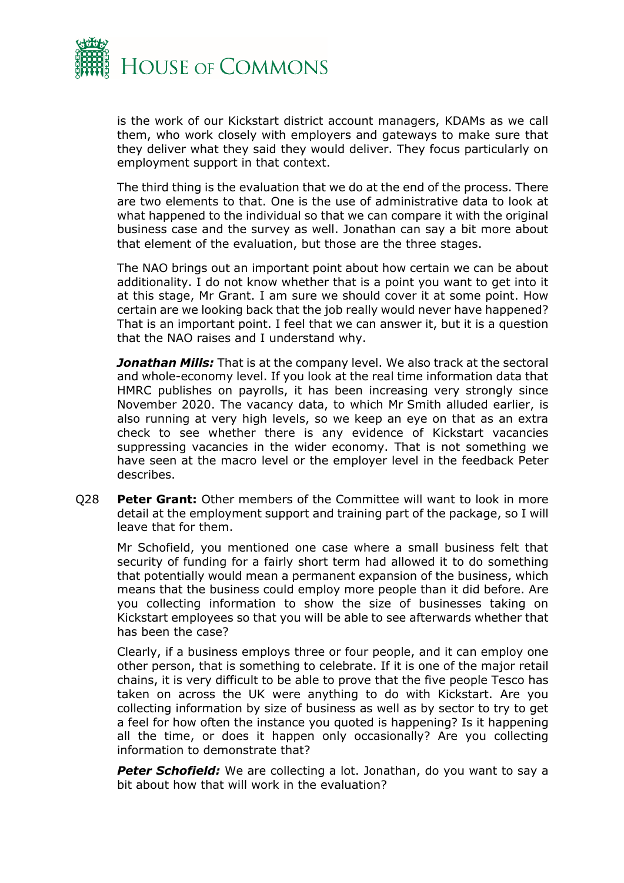is the work of our Kickstart district account managers, KDAMs as we call them, who work closely with employers and gateways to make sure that they deliver what they said they would deliver. They focus particularly on employment support in that context.

The third thing is the evaluation that we do at the end of the process. There are two elements to that. One is the use of administrative data to look at what happened to the individual so that we can compare it with the original business case and the survey as well. Jonathan can say a bit more about that element of the evaluation, but those are the three stages.

The NAO brings out an important point about how certain we can be about additionality. I do not know whether that is a point you want to get into it at this stage, Mr Grant. I am sure we should cover it at some point. How certain are we looking back that the job really would never have happened? That is an important point. I feel that we can answer it, but it is a question that the NAO raises and I understand why.

***Jonathan Mills:*** That is at the company level. We also track at the sectoral and whole-economy level. If you look at the real time information data that HMRC publishes on payrolls, it has been increasing very strongly since November 2020. The vacancy data, to which Mr Smith alluded earlier, is also running at very high levels, so we keep an eye on that as an extra check to see whether there is any evidence of Kickstart vacancies suppressing vacancies in the wider economy. That is not something we have seen at the macro level or the employer level in the feedback Peter describes.

Q28 **Peter Grant:** Other members of the Committee will want to look in more detail at the employment support and training part of the package, so I will leave that for them.

Mr Schofield, you mentioned one case where a small business felt that security of funding for a fairly short term had allowed it to do something that potentially would mean a permanent expansion of the business, which means that the business could employ more people than it did before. Are you collecting information to show the size of businesses taking on Kickstart employees so that you will be able to see afterwards whether that has been the case?

Clearly, if a business employs three or four people, and it can employ one other person, that is something to celebrate. If it is one of the major retail chains, it is very difficult to be able to prove that the five people Tesco has taken on across the UK were anything to do with Kickstart. Are you collecting information by size of business as well as by sector to try to get a feel for how often the instance you quoted is happening? Is it happening all the time, or does it happen only occasionally? Are you collecting information to demonstrate that?

***Peter Schofield:*** We are collecting a lot. Jonathan, do you want to say a bit about how that will work in the evaluation?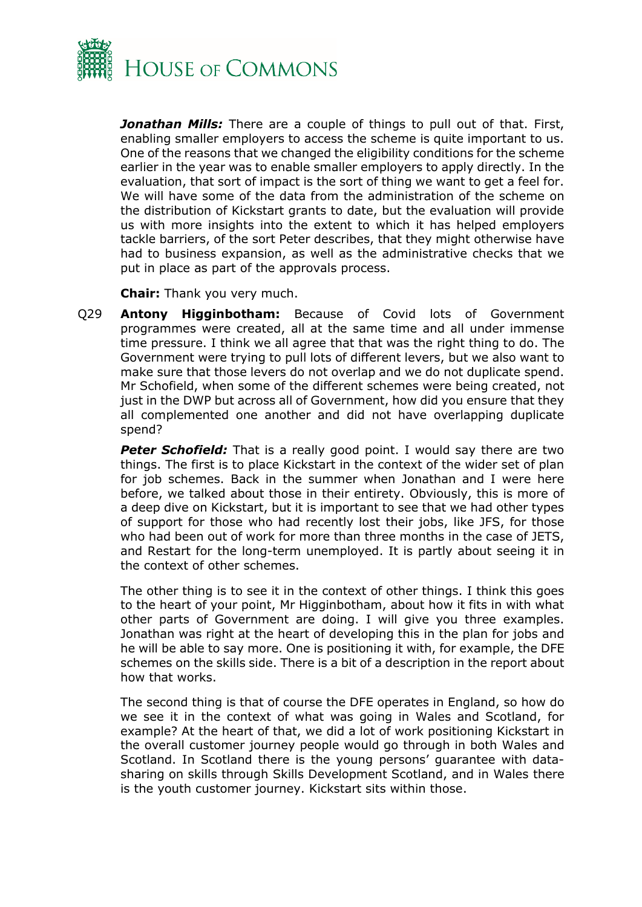***Jonathan Mills:*** There are a couple of things to pull out of that. First, enabling smaller employers to access the scheme is quite important to us. One of the reasons that we changed the eligibility conditions for the scheme earlier in the year was to enable smaller employers to apply directly. In the evaluation, that sort of impact is the sort of thing we want to get a feel for. We will have some of the data from the administration of the scheme on the distribution of Kickstart grants to date, but the evaluation will provide us with more insights into the extent to which it has helped employers tackle barriers, of the sort Peter describes, that they might otherwise have had to business expansion, as well as the administrative checks that we put in place as part of the approvals process.

**Chair:** Thank you very much.

Q29 **Antony Higginbotham:** Because of Covid lots of Government programmes were created, all at the same time and all under immense time pressure. I think we all agree that that was the right thing to do. The Government were trying to pull lots of different levers, but we also want to make sure that those levers do not overlap and we do not duplicate spend. Mr Schofield, when some of the different schemes were being created, not just in the DWP but across all of Government, how did you ensure that they all complemented one another and did not have overlapping duplicate spend?

***Peter Schofield:*** That is a really good point. I would say there are two things. The first is to place Kickstart in the context of the wider set of plan for job schemes. Back in the summer when Jonathan and I were here before, we talked about those in their entirety. Obviously, this is more of a deep dive on Kickstart, but it is important to see that we had other types of support for those who had recently lost their jobs, like JFS, for those who had been out of work for more than three months in the case of JETS, and Restart for the long-term unemployed. It is partly about seeing it in the context of other schemes.

The other thing is to see it in the context of other things. I think this goes to the heart of your point, Mr Higginbotham, about how it fits in with what other parts of Government are doing. I will give you three examples. Jonathan was right at the heart of developing this in the plan for jobs and he will be able to say more. One is positioning it with, for example, the DFE schemes on the skills side. There is a bit of a description in the report about how that works.

The second thing is that of course the DFE operates in England, so how do we see it in the context of what was going in Wales and Scotland, for example? At the heart of that, we did a lot of work positioning Kickstart in the overall customer journey people would go through in both Wales and Scotland. In Scotland there is the young persons' guarantee with data-sharing on skills through Skills Development Scotland, and in Wales there is the youth customer journey. Kickstart sits within those.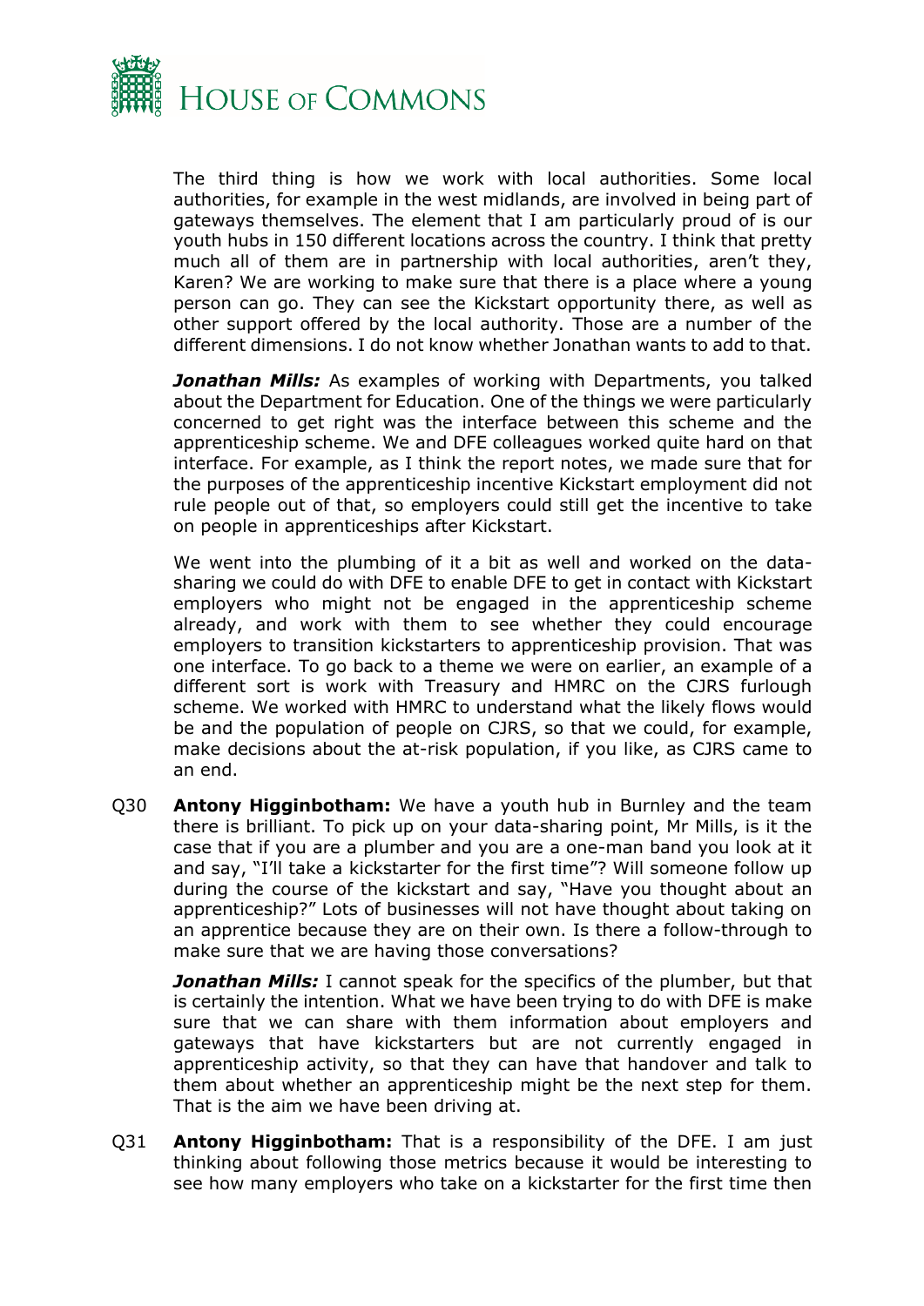The third thing is how we work with local authorities. Some local authorities, for example in the west midlands, are involved in being part of gateways themselves. The element that I am particularly proud of is our youth hubs in 150 different locations across the country. I think that pretty much all of them are in partnership with local authorities, aren't they, Karen? We are working to make sure that there is a place where a young person can go. They can see the Kickstart opportunity there, as well as other support offered by the local authority. Those are a number of the different dimensions. I do not know whether Jonathan wants to add to that.

***Jonathan Mills:*** As examples of working with Departments, you talked about the Department for Education. One of the things we were particularly concerned to get right was the interface between this scheme and the apprenticeship scheme. We and DFE colleagues worked quite hard on that interface. For example, as I think the report notes, we made sure that for the purposes of the apprenticeship incentive Kickstart employment did not rule people out of that, so employers could still get the incentive to take on people in apprenticeships after Kickstart.

We went into the plumbing of it a bit as well and worked on the data-sharing we could do with DFE to enable DFE to get in contact with Kickstart employers who might not be engaged in the apprenticeship scheme already, and work with them to see whether they could encourage employers to transition kickstarters to apprenticeship provision. That was one interface. To go back to a theme we were on earlier, an example of a different sort is work with Treasury and HMRC on the CJRS furlough scheme. We worked with HMRC to understand what the likely flows would be and the population of people on CJRS, so that we could, for example, make decisions about the at-risk population, if you like, as CJRS came to an end.

Q30 **Antony Higginbotham:** We have a youth hub in Burnley and the team there is brilliant. To pick up on your data-sharing point, Mr Mills, is it the case that if you are a plumber and you are a one-man band you look at it and say, "I'll take a kickstarter for the first time"? Will someone follow up during the course of the kickstart and say, "Have you thought about an apprenticeship?" Lots of businesses will not have thought about taking on an apprentice because they are on their own. Is there a follow-through to make sure that we are having those conversations?

***Jonathan Mills:*** I cannot speak for the specifics of the plumber, but that is certainly the intention. What we have been trying to do with DFE is make sure that we can share with them information about employers and gateways that have kickstarters but are not currently engaged in apprenticeship activity, so that they can have that handover and talk to them about whether an apprenticeship might be the next step for them. That is the aim we have been driving at.

Q31 **Antony Higginbotham:** That is a responsibility of the DFE. I am just thinking about following those metrics because it would be interesting to see how many employers who take on a kickstarter for the first time then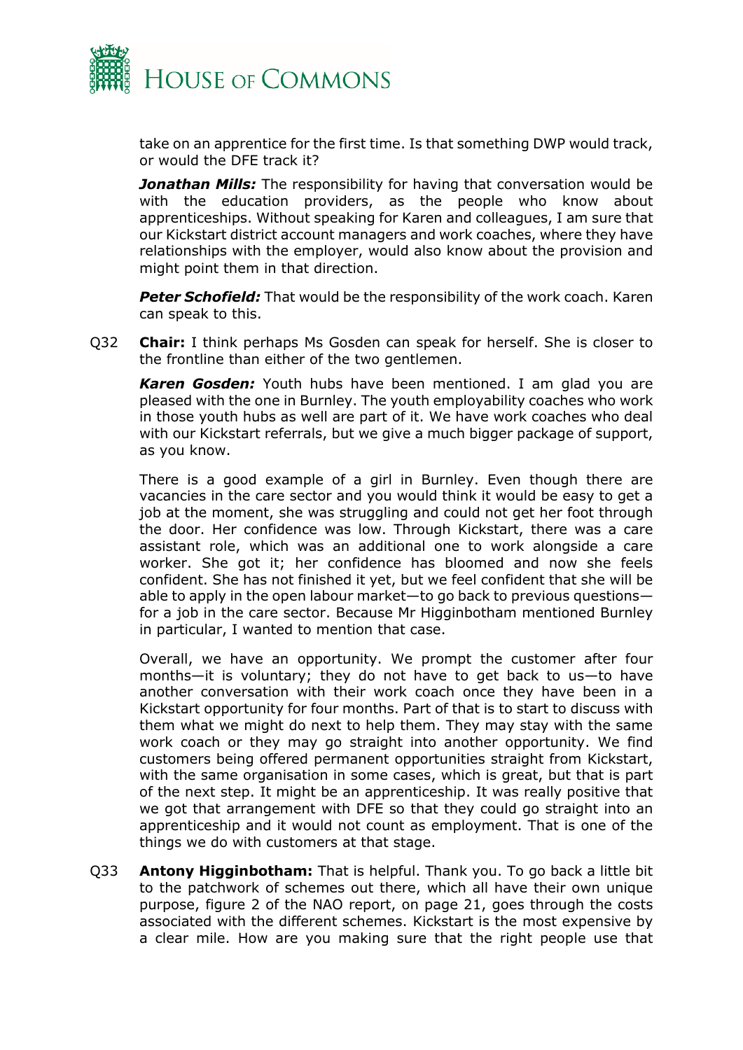take on an apprentice for the first time. Is that something DWP would track, or would the DFE track it?

***Jonathan Mills:*** The responsibility for having that conversation would be with the education providers, as the people who know about apprenticeships. Without speaking for Karen and colleagues, I am sure that our Kickstart district account managers and work coaches, where they have relationships with the employer, would also know about the provision and might point them in that direction.

***Peter Schofield:*** That would be the responsibility of the work coach. Karen can speak to this.

Q32 **Chair:** I think perhaps Ms Gosden can speak for herself. She is closer to the frontline than either of the two gentlemen.

***Karen Gosden:*** Youth hubs have been mentioned. I am glad you are pleased with the one in Burnley. The youth employability coaches who work in those youth hubs as well are part of it. We have work coaches who deal with our Kickstart referrals, but we give a much bigger package of support, as you know.

There is a good example of a girl in Burnley. Even though there are vacancies in the care sector and you would think it would be easy to get a job at the moment, she was struggling and could not get her foot through the door. Her confidence was low. Through Kickstart, there was a care assistant role, which was an additional one to work alongside a care worker. She got it; her confidence has bloomed and now she feels confident. She has not finished it yet, but we feel confident that she will be able to apply in the open labour market—to go back to previous questions—for a job in the care sector. Because Mr Higginbotham mentioned Burnley in particular, I wanted to mention that case.

Overall, we have an opportunity. We prompt the customer after four months—it is voluntary; they do not have to get back to us—to have another conversation with their work coach once they have been in a Kickstart opportunity for four months. Part of that is to start to discuss with them what we might do next to help them. They may stay with the same work coach or they may go straight into another opportunity. We find customers being offered permanent opportunities straight from Kickstart, with the same organisation in some cases, which is great, but that is part of the next step. It might be an apprenticeship. It was really positive that we got that arrangement with DFE so that they could go straight into an apprenticeship and it would not count as employment. That is one of the things we do with customers at that stage.

Q33 **Antony Higginbotham:** That is helpful. Thank you. To go back a little bit to the patchwork of schemes out there, which all have their own unique purpose, figure 2 of the NAO report, on page 21, goes through the costs associated with the different schemes. Kickstart is the most expensive by a clear mile. How are you making sure that the right people use that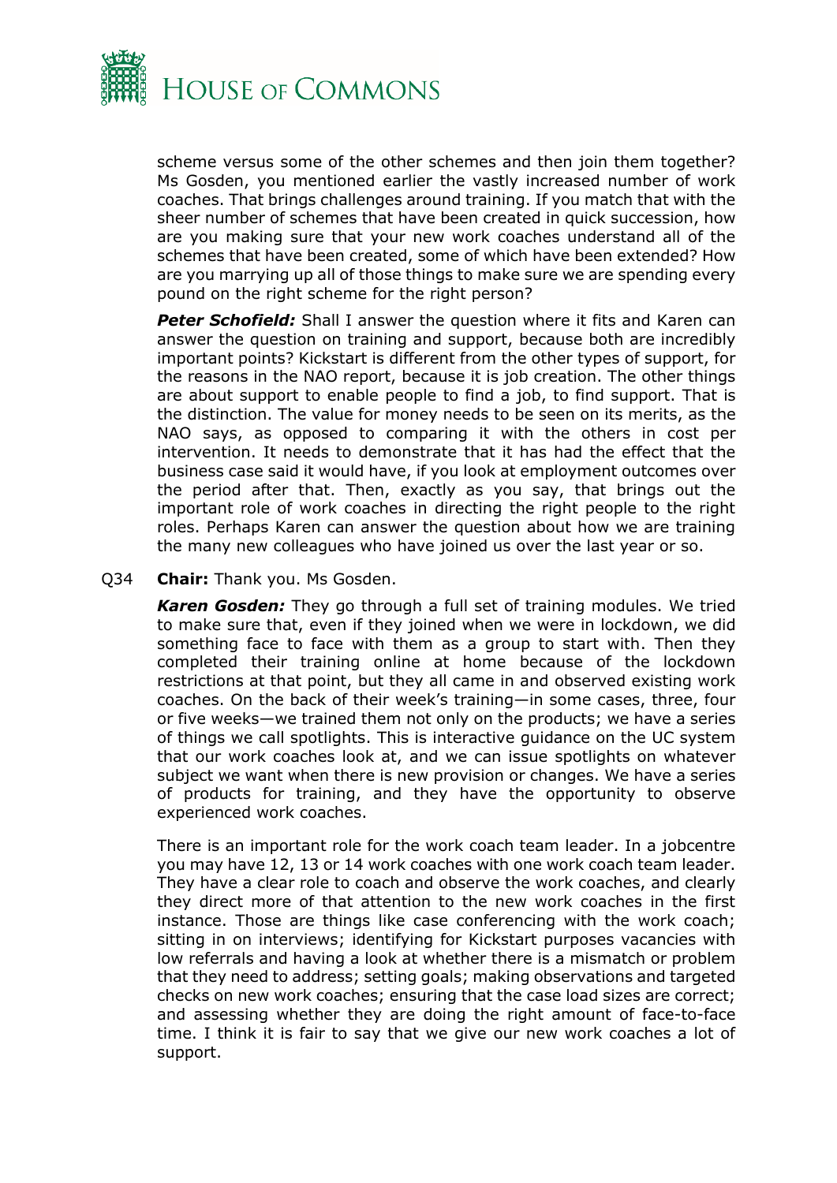scheme versus some of the other schemes and then join them together? Ms Gosden, you mentioned earlier the vastly increased number of work coaches. That brings challenges around training. If you match that with the sheer number of schemes that have been created in quick succession, how are you making sure that your new work coaches understand all of the schemes that have been created, some of which have been extended? How are you marrying up all of those things to make sure we are spending every pound on the right scheme for the right person?

***Peter Schofield:*** Shall I answer the question where it fits and Karen can answer the question on training and support, because both are incredibly important points? Kickstart is different from the other types of support, for the reasons in the NAO report, because it is job creation. The other things are about support to enable people to find a job, to find support. That is the distinction. The value for money needs to be seen on its merits, as the NAO says, as opposed to comparing it with the others in cost per intervention. It needs to demonstrate that it has had the effect that the business case said it would have, if you look at employment outcomes over the period after that. Then, exactly as you say, that brings out the important role of work coaches in directing the right people to the right roles. Perhaps Karen can answer the question about how we are training the many new colleagues who have joined us over the last year or so.

Q34 **Chair:** Thank you. Ms Gosden.

***Karen Gosden:*** They go through a full set of training modules. We tried to make sure that, even if they joined when we were in lockdown, we did something face to face with them as a group to start with. Then they completed their training online at home because of the lockdown restrictions at that point, but they all came in and observed existing work coaches. On the back of their week's training—in some cases, three, four or five weeks—we trained them not only on the products; we have a series of things we call spotlights. This is interactive guidance on the UC system that our work coaches look at, and we can issue spotlights on whatever subject we want when there is new provision or changes. We have a series of products for training, and they have the opportunity to observe experienced work coaches.

There is an important role for the work coach team leader. In a jobcentre you may have 12, 13 or 14 work coaches with one work coach team leader. They have a clear role to coach and observe the work coaches, and clearly they direct more of that attention to the new work coaches in the first instance. Those are things like case conferencing with the work coach; sitting in on interviews; identifying for Kickstart purposes vacancies with low referrals and having a look at whether there is a mismatch or problem that they need to address; setting goals; making observations and targeted checks on new work coaches; ensuring that the case load sizes are correct; and assessing whether they are doing the right amount of face-to-face time. I think it is fair to say that we give our new work coaches a lot of support.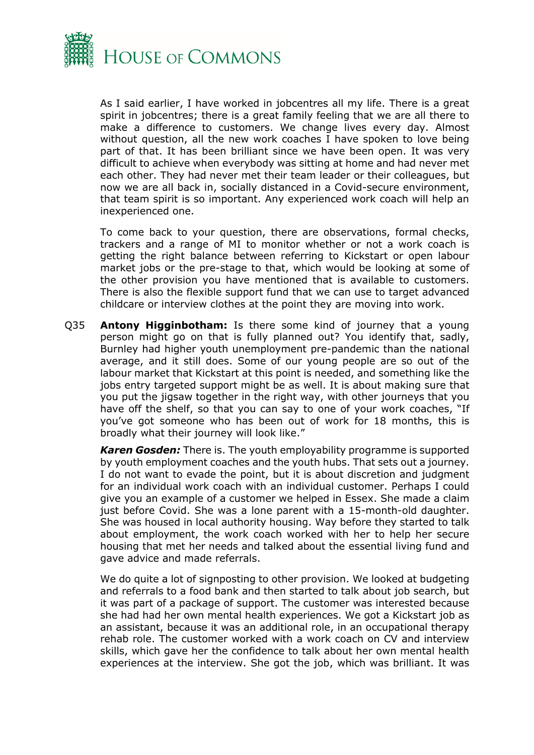As I said earlier, I have worked in jobcentres all my life. There is a great spirit in jobcentres; there is a great family feeling that we are all there to make a difference to customers. We change lives every day. Almost without question, all the new work coaches I have spoken to love being part of that. It has been brilliant since we have been open. It was very difficult to achieve when everybody was sitting at home and had never met each other. They had never met their team leader or their colleagues, but now we are all back in, socially distanced in a Covid-secure environment, that team spirit is so important. Any experienced work coach will help an inexperienced one.

To come back to your question, there are observations, formal checks, trackers and a range of MI to monitor whether or not a work coach is getting the right balance between referring to Kickstart or open labour market jobs or the pre-stage to that, which would be looking at some of the other provision you have mentioned that is available to customers. There is also the flexible support fund that we can use to target advanced childcare or interview clothes at the point they are moving into work.

Q35 **Antony Higginbotham:** Is there some kind of journey that a young person might go on that is fully planned out? You identify that, sadly, Burnley had higher youth unemployment pre-pandemic than the national average, and it still does. Some of our young people are so out of the labour market that Kickstart at this point is needed, and something like the jobs entry targeted support might be as well. It is about making sure that you put the jigsaw together in the right way, with other journeys that you have off the shelf, so that you can say to one of your work coaches, "If you've got someone who has been out of work for 18 months, this is broadly what their journey will look like."

***Karen Gosden:*** There is. The youth employability programme is supported by youth employment coaches and the youth hubs. That sets out a journey. I do not want to evade the point, but it is about discretion and judgment for an individual work coach with an individual customer. Perhaps I could give you an example of a customer we helped in Essex. She made a claim just before Covid. She was a lone parent with a 15-month-old daughter. She was housed in local authority housing. Way before they started to talk about employment, the work coach worked with her to help her secure housing that met her needs and talked about the essential living fund and gave advice and made referrals.

We do quite a lot of signposting to other provision. We looked at budgeting and referrals to a food bank and then started to talk about job search, but it was part of a package of support. The customer was interested because she had had her own mental health experiences. We got a Kickstart job as an assistant, because it was an additional role, in an occupational therapy rehab role. The customer worked with a work coach on CV and interview skills, which gave her the confidence to talk about her own mental health experiences at the interview. She got the job, which was brilliant. It was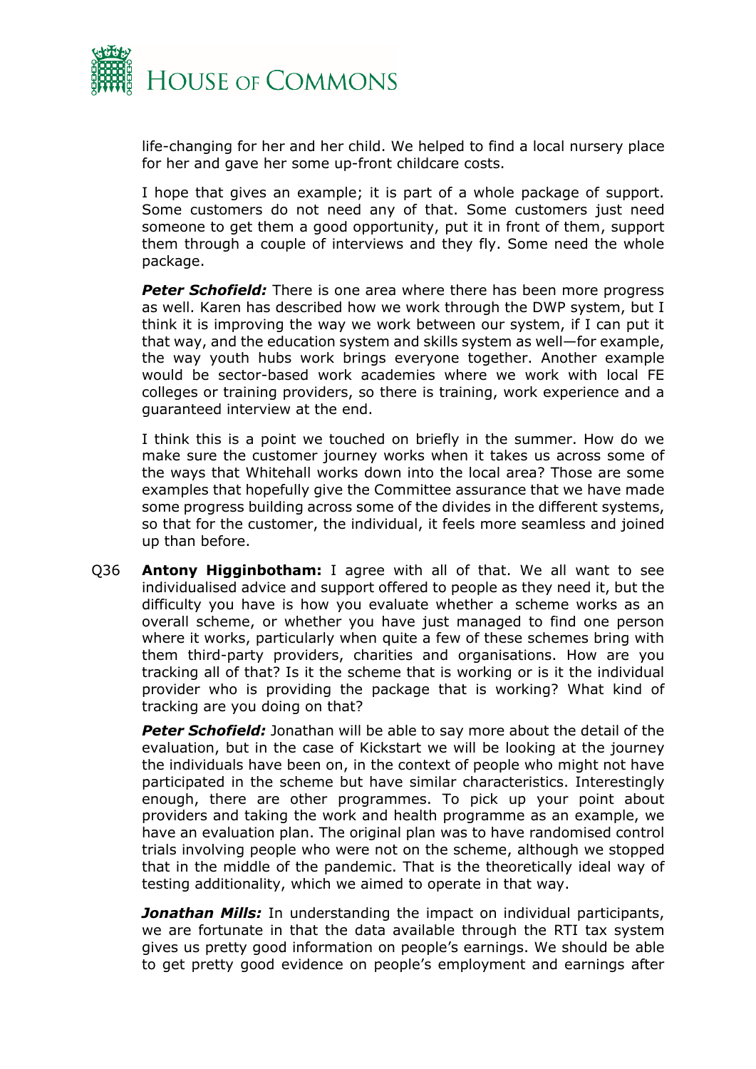life-changing for her and her child. We helped to find a local nursery place for her and gave her some up-front childcare costs.

I hope that gives an example; it is part of a whole package of support. Some customers do not need any of that. Some customers just need someone to get them a good opportunity, put it in front of them, support them through a couple of interviews and they fly. Some need the whole package.

***Peter Schofield:*** There is one area where there has been more progress as well. Karen has described how we work through the DWP system, but I think it is improving the way we work between our system, if I can put it that way, and the education system and skills system as well—for example, the way youth hubs work brings everyone together. Another example would be sector-based work academies where we work with local FE colleges or training providers, so there is training, work experience and a guaranteed interview at the end.

I think this is a point we touched on briefly in the summer. How do we make sure the customer journey works when it takes us across some of the ways that Whitehall works down into the local area? Those are some examples that hopefully give the Committee assurance that we have made some progress building across some of the divides in the different systems, so that for the customer, the individual, it feels more seamless and joined up than before.

Q36 **Antony Higginbotham:** I agree with all of that. We all want to see individualised advice and support offered to people as they need it, but the difficulty you have is how you evaluate whether a scheme works as an overall scheme, or whether you have just managed to find one person where it works, particularly when quite a few of these schemes bring with them third-party providers, charities and organisations. How are you tracking all of that? Is it the scheme that is working or is it the individual provider who is providing the package that is working? What kind of tracking are you doing on that?

***Peter Schofield:*** Jonathan will be able to say more about the detail of the evaluation, but in the case of Kickstart we will be looking at the journey the individuals have been on, in the context of people who might not have participated in the scheme but have similar characteristics. Interestingly enough, there are other programmes. To pick up your point about providers and taking the work and health programme as an example, we have an evaluation plan. The original plan was to have randomised control trials involving people who were not on the scheme, although we stopped that in the middle of the pandemic. That is the theoretically ideal way of testing additionality, which we aimed to operate in that way.

***Jonathan Mills:*** In understanding the impact on individual participants, we are fortunate in that the data available through the RTI tax system gives us pretty good information on people's earnings. We should be able to get pretty good evidence on people's employment and earnings after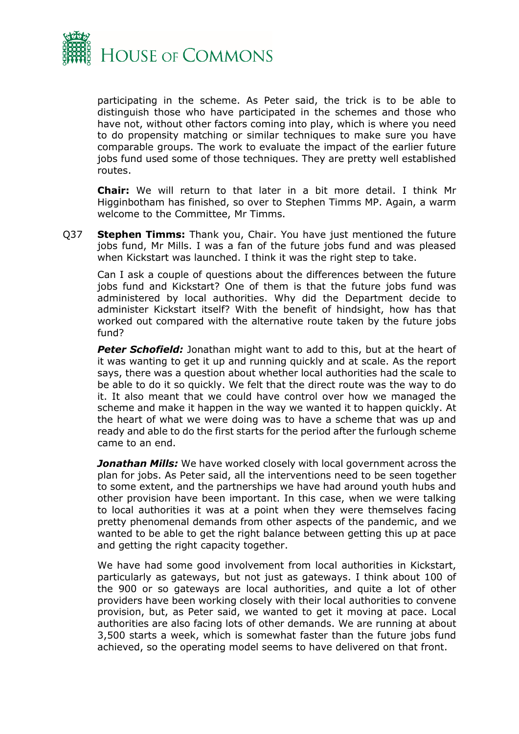participating in the scheme. As Peter said, the trick is to be able to distinguish those who have participated in the schemes and those who have not, without other factors coming into play, which is where you need to do propensity matching or similar techniques to make sure you have comparable groups. The work to evaluate the impact of the earlier future jobs fund used some of those techniques. They are pretty well established routes.

**Chair:** We will return to that later in a bit more detail. I think Mr Higginbotham has finished, so over to Stephen Timms MP. Again, a warm welcome to the Committee, Mr Timms.

Q37 **Stephen Timms:** Thank you, Chair. You have just mentioned the future jobs fund, Mr Mills. I was a fan of the future jobs fund and was pleased when Kickstart was launched. I think it was the right step to take.

Can I ask a couple of questions about the differences between the future jobs fund and Kickstart? One of them is that the future jobs fund was administered by local authorities. Why did the Department decide to administer Kickstart itself? With the benefit of hindsight, how has that worked out compared with the alternative route taken by the future jobs fund?

***Peter Schofield:*** Jonathan might want to add to this, but at the heart of it was wanting to get it up and running quickly and at scale. As the report says, there was a question about whether local authorities had the scale to be able to do it so quickly. We felt that the direct route was the way to do it. It also meant that we could have control over how we managed the scheme and make it happen in the way we wanted it to happen quickly. At the heart of what we were doing was to have a scheme that was up and ready and able to do the first starts for the period after the furlough scheme came to an end.

***Jonathan Mills:*** We have worked closely with local government across the plan for jobs. As Peter said, all the interventions need to be seen together to some extent, and the partnerships we have had around youth hubs and other provision have been important. In this case, when we were talking to local authorities it was at a point when they were themselves facing pretty phenomenal demands from other aspects of the pandemic, and we wanted to be able to get the right balance between getting this up at pace and getting the right capacity together.

We have had some good involvement from local authorities in Kickstart, particularly as gateways, but not just as gateways. I think about 100 of the 900 or so gateways are local authorities, and quite a lot of other providers have been working closely with their local authorities to convene provision, but, as Peter said, we wanted to get it moving at pace. Local authorities are also facing lots of other demands. We are running at about 3,500 starts a week, which is somewhat faster than the future jobs fund achieved, so the operating model seems to have delivered on that front.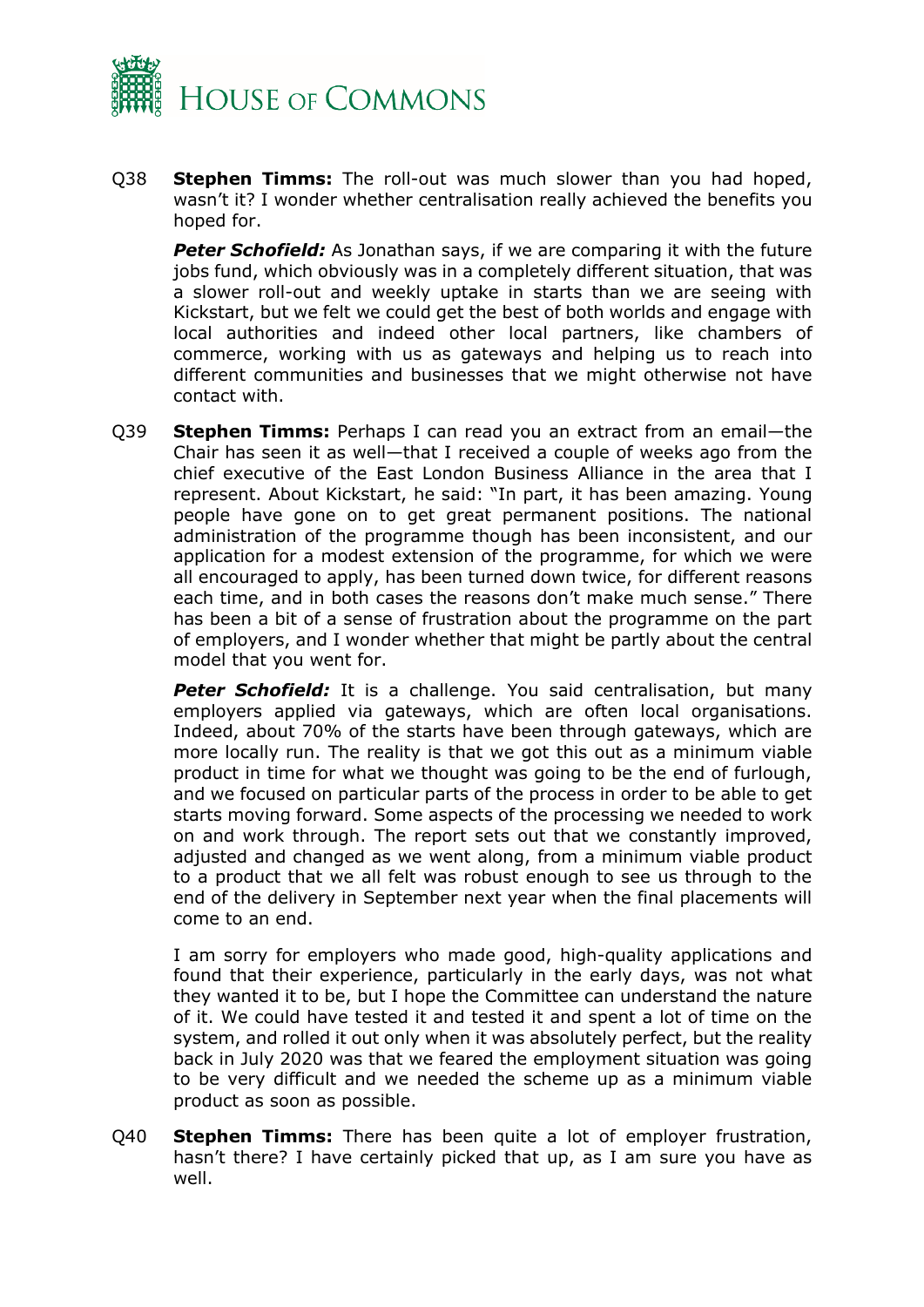Q38 **Stephen Timms:** The roll-out was much slower than you had hoped, wasn't it? I wonder whether centralisation really achieved the benefits you hoped for.

***Peter Schofield:*** As Jonathan says, if we are comparing it with the future jobs fund, which obviously was in a completely different situation, that was a slower roll-out and weekly uptake in starts than we are seeing with Kickstart, but we felt we could get the best of both worlds and engage with local authorities and indeed other local partners, like chambers of commerce, working with us as gateways and helping us to reach into different communities and businesses that we might otherwise not have contact with.

Q39 **Stephen Timms:** Perhaps I can read you an extract from an email—the Chair has seen it as well—that I received a couple of weeks ago from the chief executive of the East London Business Alliance in the area that I represent. About Kickstart, he said: "In part, it has been amazing. Young people have gone on to get great permanent positions. The national administration of the programme though has been inconsistent, and our application for a modest extension of the programme, for which we were all encouraged to apply, has been turned down twice, for different reasons each time, and in both cases the reasons don't make much sense." There has been a bit of a sense of frustration about the programme on the part of employers, and I wonder whether that might be partly about the central model that you went for.

***Peter Schofield:*** It is a challenge. You said centralisation, but many employers applied via gateways, which are often local organisations. Indeed, about 70% of the starts have been through gateways, which are more locally run. The reality is that we got this out as a minimum viable product in time for what we thought was going to be the end of furlough, and we focused on particular parts of the process in order to be able to get starts moving forward. Some aspects of the processing we needed to work on and work through. The report sets out that we constantly improved, adjusted and changed as we went along, from a minimum viable product to a product that we all felt was robust enough to see us through to the end of the delivery in September next year when the final placements will come to an end.

I am sorry for employers who made good, high-quality applications and found that their experience, particularly in the early days, was not what they wanted it to be, but I hope the Committee can understand the nature of it. We could have tested it and tested it and spent a lot of time on the system, and rolled it out only when it was absolutely perfect, but the reality back in July 2020 was that we feared the employment situation was going to be very difficult and we needed the scheme up as a minimum viable product as soon as possible.

Q40 **Stephen Timms:** There has been quite a lot of employer frustration, hasn't there? I have certainly picked that up, as I am sure you have as well.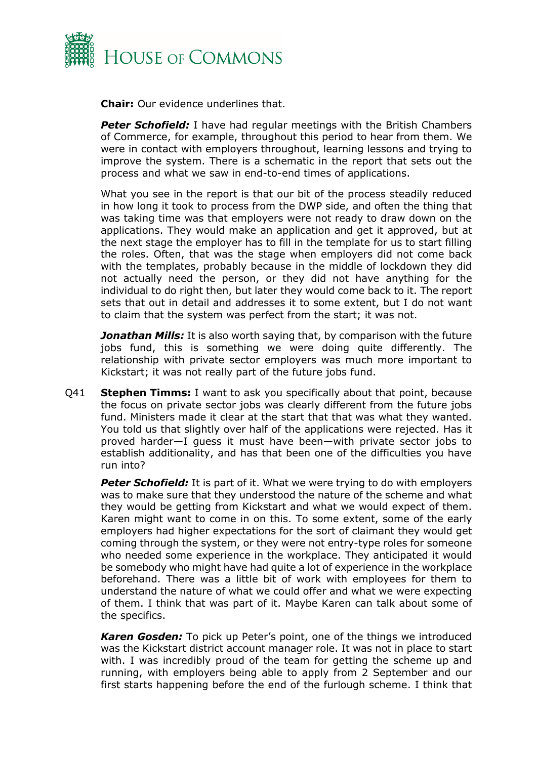**Chair:** Our evidence underlines that.

***Peter Schofield:*** I have had regular meetings with the British Chambers of Commerce, for example, throughout this period to hear from them. We were in contact with employers throughout, learning lessons and trying to improve the system. There is a schematic in the report that sets out the process and what we saw in end-to-end times of applications.

What you see in the report is that our bit of the process steadily reduced in how long it took to process from the DWP side, and often the thing that was taking time was that employers were not ready to draw down on the applications. They would make an application and get it approved, but at the next stage the employer has to fill in the template for us to start filling the roles. Often, that was the stage when employers did not come back with the templates, probably because in the middle of lockdown they did not actually need the person, or they did not have anything for the individual to do right then, but later they would come back to it. The report sets that out in detail and addresses it to some extent, but I do not want to claim that the system was perfect from the start; it was not.

***Jonathan Mills:*** It is also worth saying that, by comparison with the future jobs fund, this is something we were doing quite differently. The relationship with private sector employers was much more important to Kickstart; it was not really part of the future jobs fund.

Q41 **Stephen Timms:** I want to ask you specifically about that point, because the focus on private sector jobs was clearly different from the future jobs fund. Ministers made it clear at the start that that was what they wanted. You told us that slightly over half of the applications were rejected. Has it proved harder—I guess it must have been—with private sector jobs to establish additionality, and has that been one of the difficulties you have run into?

***Peter Schofield:*** It is part of it. What we were trying to do with employers was to make sure that they understood the nature of the scheme and what they would be getting from Kickstart and what we would expect of them. Karen might want to come in on this. To some extent, some of the early employers had higher expectations for the sort of claimant they would get coming through the system, or they were not entry-type roles for someone who needed some experience in the workplace. They anticipated it would be somebody who might have had quite a lot of experience in the workplace beforehand. There was a little bit of work with employees for them to understand the nature of what we could offer and what we were expecting of them. I think that was part of it. Maybe Karen can talk about some of the specifics.

***Karen Gosden:*** To pick up Peter's point, one of the things we introduced was the Kickstart district account manager role. It was not in place to start with. I was incredibly proud of the team for getting the scheme up and running, with employers being able to apply from 2 September and our first starts happening before the end of the furlough scheme. I think that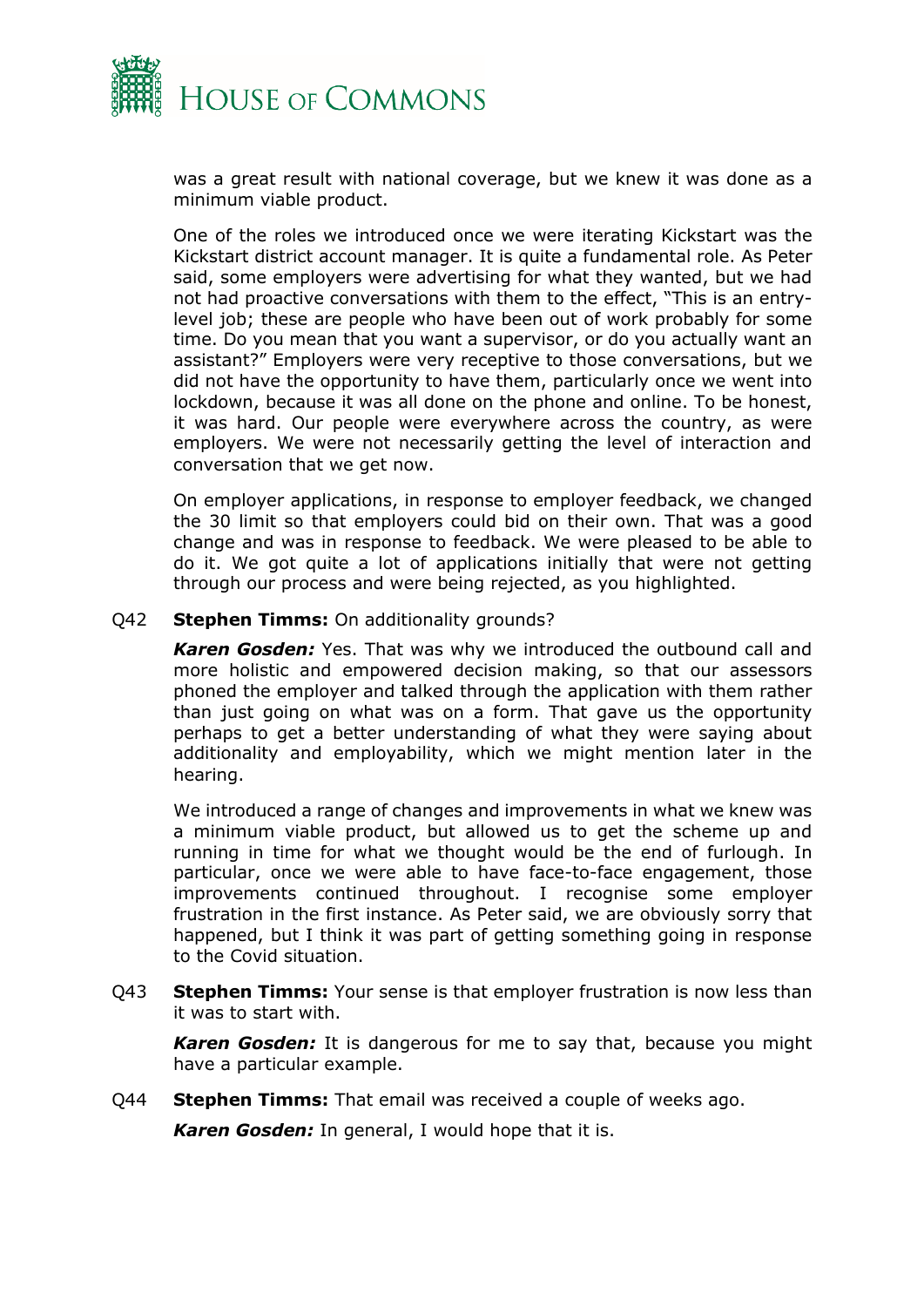was a great result with national coverage, but we knew it was done as a minimum viable product.

One of the roles we introduced once we were iterating Kickstart was the Kickstart district account manager. It is quite a fundamental role. As Peter said, some employers were advertising for what they wanted, but we had not had proactive conversations with them to the effect, "This is an entry-level job; these are people who have been out of work probably for some time. Do you mean that you want a supervisor, or do you actually want an assistant?" Employers were very receptive to those conversations, but we did not have the opportunity to have them, particularly once we went into lockdown, because it was all done on the phone and online. To be honest, it was hard. Our people were everywhere across the country, as were employers. We were not necessarily getting the level of interaction and conversation that we get now.

On employer applications, in response to employer feedback, we changed the 30 limit so that employers could bid on their own. That was a good change and was in response to feedback. We were pleased to be able to do it. We got quite a lot of applications initially that were not getting through our process and were being rejected, as you highlighted.

Q42 **Stephen Timms:** On additionality grounds?

***Karen Gosden:*** Yes. That was why we introduced the outbound call and more holistic and empowered decision making, so that our assessors phoned the employer and talked through the application with them rather than just going on what was on a form. That gave us the opportunity perhaps to get a better understanding of what they were saying about additionality and employability, which we might mention later in the hearing.

We introduced a range of changes and improvements in what we knew was a minimum viable product, but allowed us to get the scheme up and running in time for what we thought would be the end of furlough. In particular, once we were able to have face-to-face engagement, those improvements continued throughout. I recognise some employer frustration in the first instance. As Peter said, we are obviously sorry that happened, but I think it was part of getting something going in response to the Covid situation.

Q43 **Stephen Timms:** Your sense is that employer frustration is now less than it was to start with.

***Karen Gosden:*** It is dangerous for me to say that, because you might have a particular example.

Q44 **Stephen Timms:** That email was received a couple of weeks ago.

***Karen Gosden:*** In general, I would hope that it is.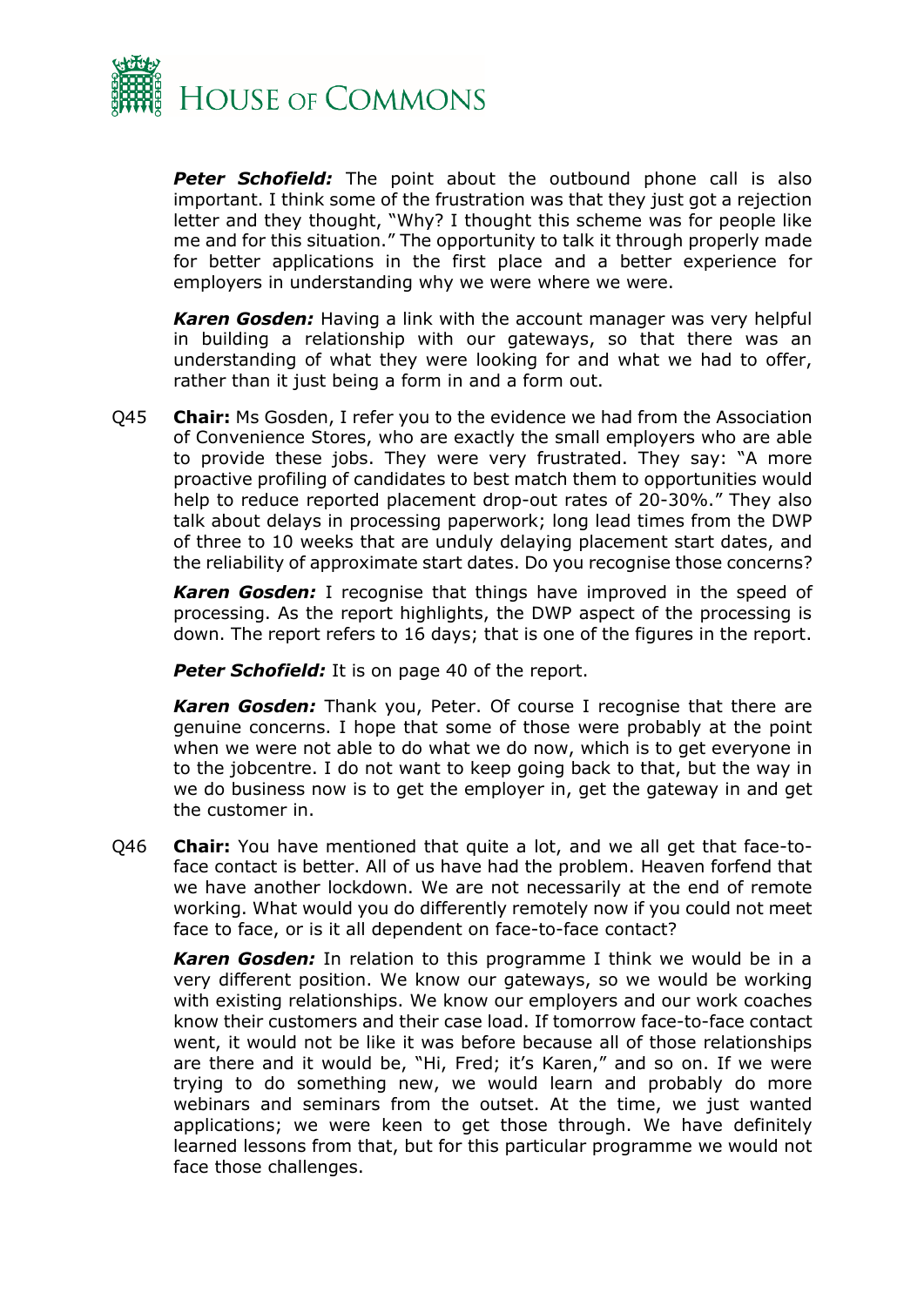***Peter Schofield:*** The point about the outbound phone call is also important. I think some of the frustration was that they just got a rejection letter and they thought, "Why? I thought this scheme was for people like me and for this situation." The opportunity to talk it through properly made for better applications in the first place and a better experience for employers in understanding why we were where we were.

***Karen Gosden:*** Having a link with the account manager was very helpful in building a relationship with our gateways, so that there was an understanding of what they were looking for and what we had to offer, rather than it just being a form in and a form out.

Q45 **Chair:** Ms Gosden, I refer you to the evidence we had from the Association of Convenience Stores, who are exactly the small employers who are able to provide these jobs. They were very frustrated. They say: "A more proactive profiling of candidates to best match them to opportunities would help to reduce reported placement drop-out rates of 20-30%." They also talk about delays in processing paperwork; long lead times from the DWP of three to 10 weeks that are unduly delaying placement start dates, and the reliability of approximate start dates. Do you recognise those concerns?

***Karen Gosden:*** I recognise that things have improved in the speed of processing. As the report highlights, the DWP aspect of the processing is down. The report refers to 16 days; that is one of the figures in the report.

***Peter Schofield:*** It is on page 40 of the report.

***Karen Gosden:*** Thank you, Peter. Of course I recognise that there are genuine concerns. I hope that some of those were probably at the point when we were not able to do what we do now, which is to get everyone in to the jobcentre. I do not want to keep going back to that, but the way in we do business now is to get the employer in, get the gateway in and get the customer in.

Q46 **Chair:** You have mentioned that quite a lot, and we all get that face-to-face contact is better. All of us have had the problem. Heaven forfend that we have another lockdown. We are not necessarily at the end of remote working. What would you do differently remotely now if you could not meet face to face, or is it all dependent on face-to-face contact?

***Karen Gosden:*** In relation to this programme I think we would be in a very different position. We know our gateways, so we would be working with existing relationships. We know our employers and our work coaches know their customers and their case load. If tomorrow face-to-face contact went, it would not be like it was before because all of those relationships are there and it would be, "Hi, Fred; it's Karen," and so on. If we were trying to do something new, we would learn and probably do more webinars and seminars from the outset. At the time, we just wanted applications; we were keen to get those through. We have definitely learned lessons from that, but for this particular programme we would not face those challenges.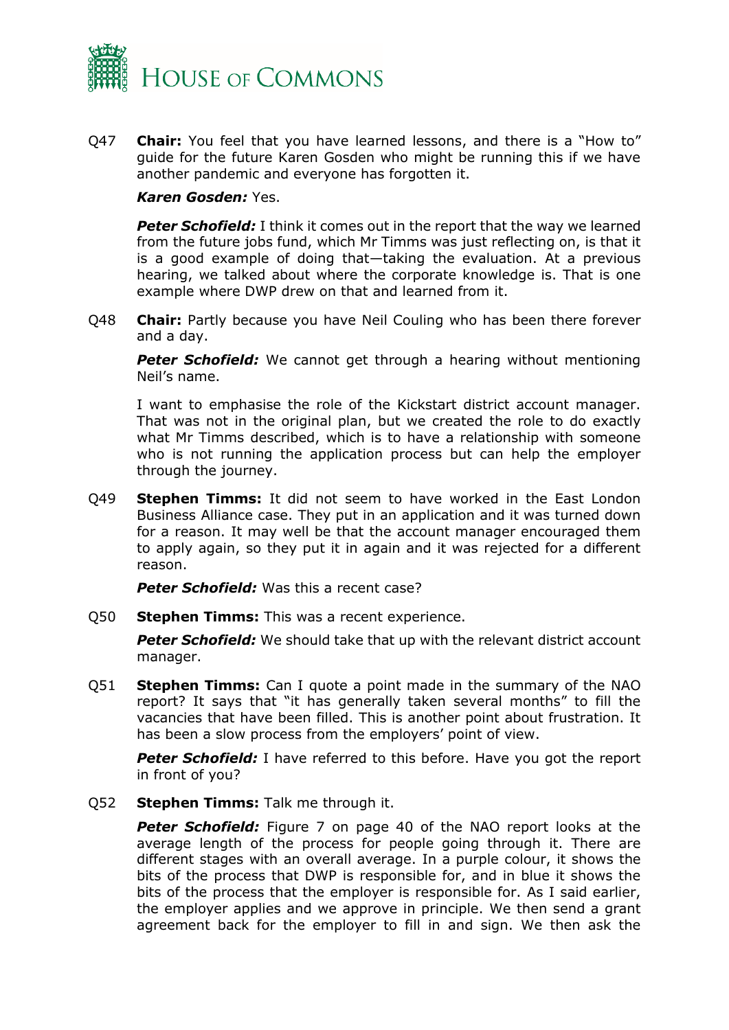Q47 **Chair:** You feel that you have learned lessons, and there is a "How to" guide for the future Karen Gosden who might be running this if we have another pandemic and everyone has forgotten it.

***Karen Gosden:*** Yes.

***Peter Schofield:*** I think it comes out in the report that the way we learned from the future jobs fund, which Mr Timms was just reflecting on, is that it is a good example of doing that—taking the evaluation. At a previous hearing, we talked about where the corporate knowledge is. That is one example where DWP drew on that and learned from it.

Q48 **Chair:** Partly because you have Neil Couling who has been there forever and a day.

***Peter Schofield:*** We cannot get through a hearing without mentioning Neil's name.

I want to emphasise the role of the Kickstart district account manager. That was not in the original plan, but we created the role to do exactly what Mr Timms described, which is to have a relationship with someone who is not running the application process but can help the employer through the journey.

Q49 **Stephen Timms:** It did not seem to have worked in the East London Business Alliance case. They put in an application and it was turned down for a reason. It may well be that the account manager encouraged them to apply again, so they put it in again and it was rejected for a different reason.

***Peter Schofield:*** Was this a recent case?

Q50 **Stephen Timms:** This was a recent experience.

***Peter Schofield:*** We should take that up with the relevant district account manager.

Q51 **Stephen Timms:** Can I quote a point made in the summary of the NAO report? It says that "it has generally taken several months" to fill the vacancies that have been filled. This is another point about frustration. It has been a slow process from the employers' point of view.

***Peter Schofield:*** I have referred to this before. Have you got the report in front of you?

Q52 **Stephen Timms:** Talk me through it.

***Peter Schofield:*** Figure 7 on page 40 of the NAO report looks at the average length of the process for people going through it. There are different stages with an overall average. In a purple colour, it shows the bits of the process that DWP is responsible for, and in blue it shows the bits of the process that the employer is responsible for. As I said earlier, the employer applies and we approve in principle. We then send a grant agreement back for the employer to fill in and sign. We then ask the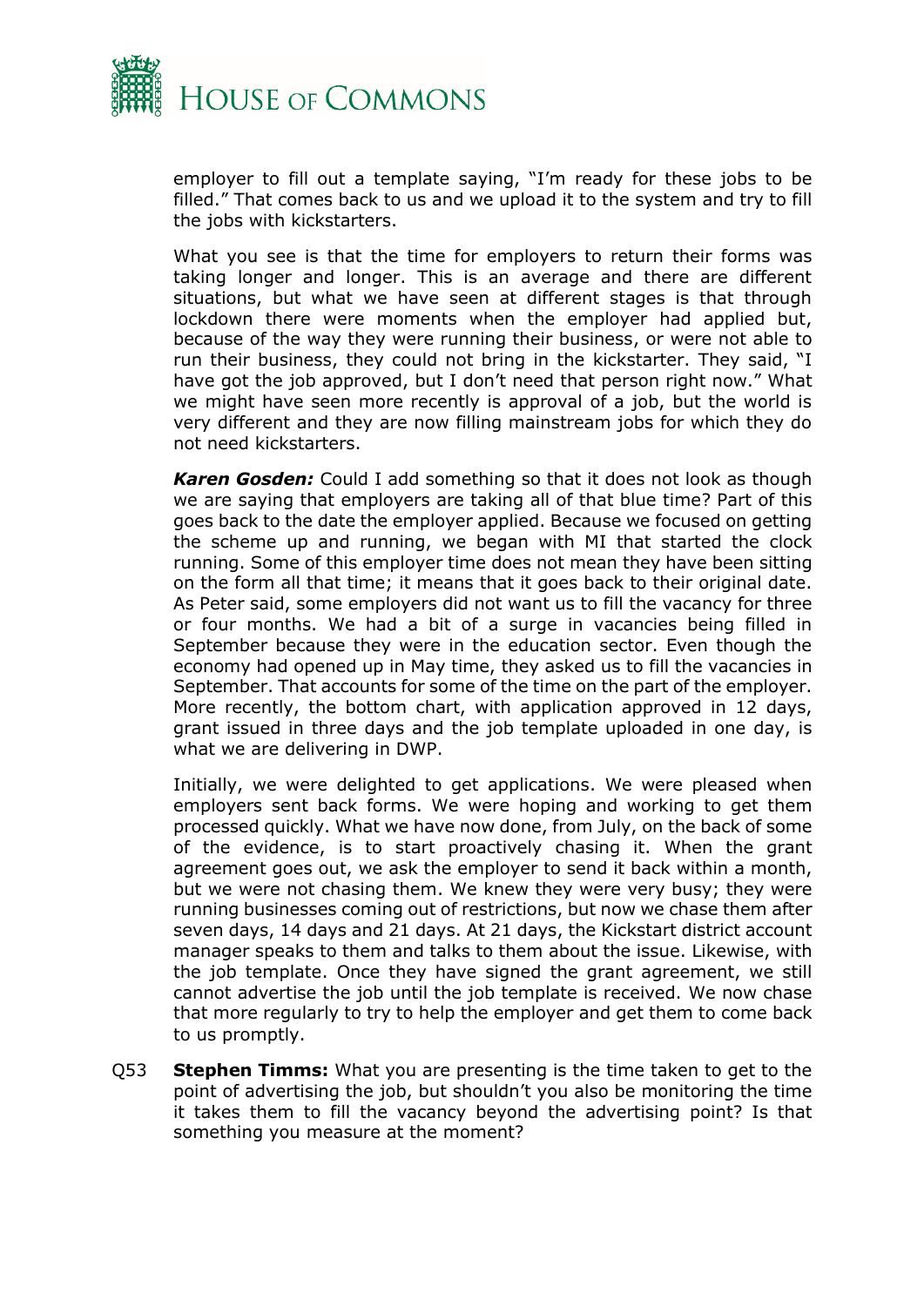employer to fill out a template saying, "I'm ready for these jobs to be filled." That comes back to us and we upload it to the system and try to fill the jobs with kickstarters.

What you see is that the time for employers to return their forms was taking longer and longer. This is an average and there are different situations, but what we have seen at different stages is that through lockdown there were moments when the employer had applied but, because of the way they were running their business, or were not able to run their business, they could not bring in the kickstarter. They said, "I have got the job approved, but I don't need that person right now." What we might have seen more recently is approval of a job, but the world is very different and they are now filling mainstream jobs for which they do not need kickstarters.

***Karen Gosden:*** Could I add something so that it does not look as though we are saying that employers are taking all of that blue time? Part of this goes back to the date the employer applied. Because we focused on getting the scheme up and running, we began with MI that started the clock running. Some of this employer time does not mean they have been sitting on the form all that time; it means that it goes back to their original date. As Peter said, some employers did not want us to fill the vacancy for three or four months. We had a bit of a surge in vacancies being filled in September because they were in the education sector. Even though the economy had opened up in May time, they asked us to fill the vacancies in September. That accounts for some of the time on the part of the employer. More recently, the bottom chart, with application approved in 12 days, grant issued in three days and the job template uploaded in one day, is what we are delivering in DWP.

Initially, we were delighted to get applications. We were pleased when employers sent back forms. We were hoping and working to get them processed quickly. What we have now done, from July, on the back of some of the evidence, is to start proactively chasing it. When the grant agreement goes out, we ask the employer to send it back within a month, but we were not chasing them. We knew they were very busy; they were running businesses coming out of restrictions, but now we chase them after seven days, 14 days and 21 days. At 21 days, the Kickstart district account manager speaks to them and talks to them about the issue. Likewise, with the job template. Once they have signed the grant agreement, we still cannot advertise the job until the job template is received. We now chase that more regularly to try to help the employer and get them to come back to us promptly.

Q53 **Stephen Timms:** What you are presenting is the time taken to get to the point of advertising the job, but shouldn't you also be monitoring the time it takes them to fill the vacancy beyond the advertising point? Is that something you measure at the moment?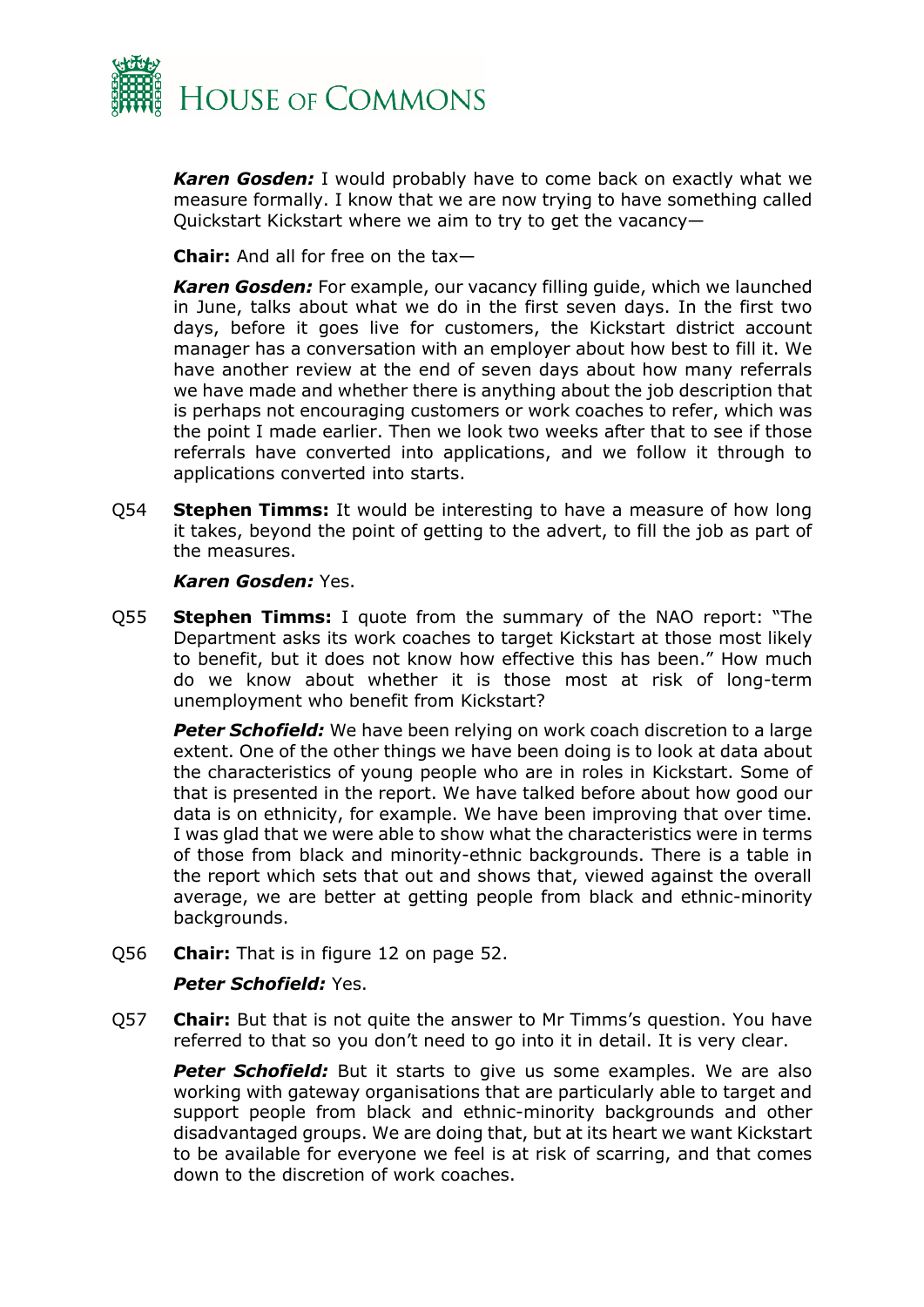***Karen Gosden:*** I would probably have to come back on exactly what we measure formally. I know that we are now trying to have something called Quickstart Kickstart where we aim to try to get the vacancy—

**Chair:** And all for free on the tax—

***Karen Gosden:*** For example, our vacancy filling guide, which we launched in June, talks about what we do in the first seven days. In the first two days, before it goes live for customers, the Kickstart district account manager has a conversation with an employer about how best to fill it. We have another review at the end of seven days about how many referrals we have made and whether there is anything about the job description that is perhaps not encouraging customers or work coaches to refer, which was the point I made earlier. Then we look two weeks after that to see if those referrals have converted into applications, and we follow it through to applications converted into starts.

Q54 **Stephen Timms:** It would be interesting to have a measure of how long it takes, beyond the point of getting to the advert, to fill the job as part of the measures.

***Karen Gosden:*** Yes.

Q55 **Stephen Timms:** I quote from the summary of the NAO report: "The Department asks its work coaches to target Kickstart at those most likely to benefit, but it does not know how effective this has been." How much do we know about whether it is those most at risk of long-term unemployment who benefit from Kickstart?

***Peter Schofield:*** We have been relying on work coach discretion to a large extent. One of the other things we have been doing is to look at data about the characteristics of young people who are in roles in Kickstart. Some of that is presented in the report. We have talked before about how good our data is on ethnicity, for example. We have been improving that over time. I was glad that we were able to show what the characteristics were in terms of those from black and minority-ethnic backgrounds. There is a table in the report which sets that out and shows that, viewed against the overall average, we are better at getting people from black and ethnic-minority backgrounds.

Q56 **Chair:** That is in figure 12 on page 52.

***Peter Schofield:*** Yes.

Q57 **Chair:** But that is not quite the answer to Mr Timms's question. You have referred to that so you don't need to go into it in detail. It is very clear.

***Peter Schofield:*** But it starts to give us some examples. We are also working with gateway organisations that are particularly able to target and support people from black and ethnic-minority backgrounds and other disadvantaged groups. We are doing that, but at its heart we want Kickstart to be available for everyone we feel is at risk of scarring, and that comes down to the discretion of work coaches.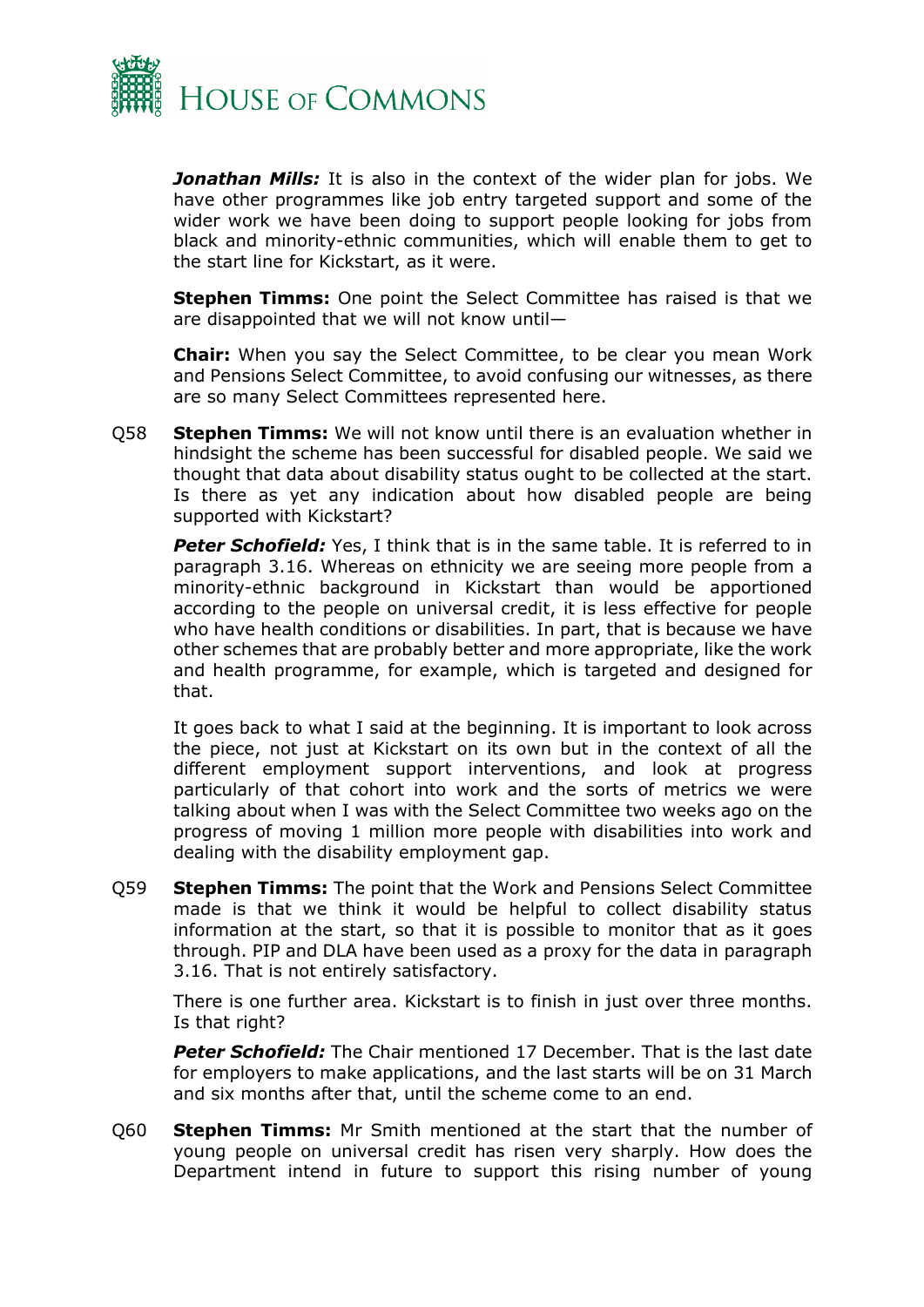***Jonathan Mills:*** It is also in the context of the wider plan for jobs. We have other programmes like job entry targeted support and some of the wider work we have been doing to support people looking for jobs from black and minority-ethnic communities, which will enable them to get to the start line for Kickstart, as it were.

**Stephen Timms:** One point the Select Committee has raised is that we are disappointed that we will not know until—

**Chair:** When you say the Select Committee, to be clear you mean Work and Pensions Select Committee, to avoid confusing our witnesses, as there are so many Select Committees represented here.

Q58 **Stephen Timms:** We will not know until there is an evaluation whether in hindsight the scheme has been successful for disabled people. We said we thought that data about disability status ought to be collected at the start. Is there as yet any indication about how disabled people are being supported with Kickstart?

***Peter Schofield:*** Yes, I think that is in the same table. It is referred to in paragraph 3.16. Whereas on ethnicity we are seeing more people from a minority-ethnic background in Kickstart than would be apportioned according to the people on universal credit, it is less effective for people who have health conditions or disabilities. In part, that is because we have other schemes that are probably better and more appropriate, like the work and health programme, for example, which is targeted and designed for that.

It goes back to what I said at the beginning. It is important to look across the piece, not just at Kickstart on its own but in the context of all the different employment support interventions, and look at progress particularly of that cohort into work and the sorts of metrics we were talking about when I was with the Select Committee two weeks ago on the progress of moving 1 million more people with disabilities into work and dealing with the disability employment gap.

Q59 **Stephen Timms:** The point that the Work and Pensions Select Committee made is that we think it would be helpful to collect disability status information at the start, so that it is possible to monitor that as it goes through. PIP and DLA have been used as a proxy for the data in paragraph 3.16. That is not entirely satisfactory.

There is one further area. Kickstart is to finish in just over three months. Is that right?

***Peter Schofield:*** The Chair mentioned 17 December. That is the last date for employers to make applications, and the last starts will be on 31 March and six months after that, until the scheme come to an end.

Q60 **Stephen Timms:** Mr Smith mentioned at the start that the number of young people on universal credit has risen very sharply. How does the Department intend in future to support this rising number of young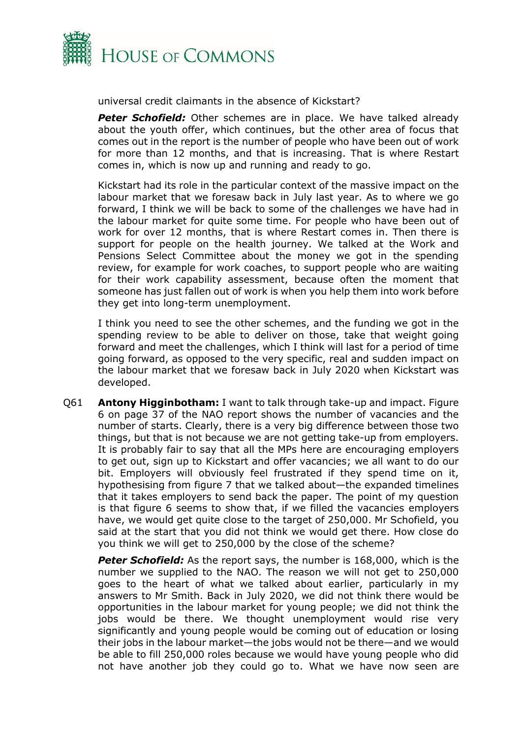universal credit claimants in the absence of Kickstart?

***Peter Schofield:*** Other schemes are in place. We have talked already about the youth offer, which continues, but the other area of focus that comes out in the report is the number of people who have been out of work for more than 12 months, and that is increasing. That is where Restart comes in, which is now up and running and ready to go.

Kickstart had its role in the particular context of the massive impact on the labour market that we foresaw back in July last year. As to where we go forward, I think we will be back to some of the challenges we have had in the labour market for quite some time. For people who have been out of work for over 12 months, that is where Restart comes in. Then there is support for people on the health journey. We talked at the Work and Pensions Select Committee about the money we got in the spending review, for example for work coaches, to support people who are waiting for their work capability assessment, because often the moment that someone has just fallen out of work is when you help them into work before they get into long-term unemployment.

I think you need to see the other schemes, and the funding we got in the spending review to be able to deliver on those, take that weight going forward and meet the challenges, which I think will last for a period of time going forward, as opposed to the very specific, real and sudden impact on the labour market that we foresaw back in July 2020 when Kickstart was developed.

Q61 **Antony Higginbotham:** I want to talk through take-up and impact. Figure 6 on page 37 of the NAO report shows the number of vacancies and the number of starts. Clearly, there is a very big difference between those two things, but that is not because we are not getting take-up from employers. It is probably fair to say that all the MPs here are encouraging employers to get out, sign up to Kickstart and offer vacancies; we all want to do our bit. Employers will obviously feel frustrated if they spend time on it, hypothesising from figure 7 that we talked about—the expanded timelines that it takes employers to send back the paper. The point of my question is that figure 6 seems to show that, if we filled the vacancies employers have, we would get quite close to the target of 250,000. Mr Schofield, you said at the start that you did not think we would get there. How close do you think we will get to 250,000 by the close of the scheme?

***Peter Schofield:*** As the report says, the number is 168,000, which is the number we supplied to the NAO. The reason we will not get to 250,000 goes to the heart of what we talked about earlier, particularly in my answers to Mr Smith. Back in July 2020, we did not think there would be opportunities in the labour market for young people; we did not think the jobs would be there. We thought unemployment would rise very significantly and young people would be coming out of education or losing their jobs in the labour market—the jobs would not be there—and we would be able to fill 250,000 roles because we would have young people who did not have another job they could go to. What we have now seen are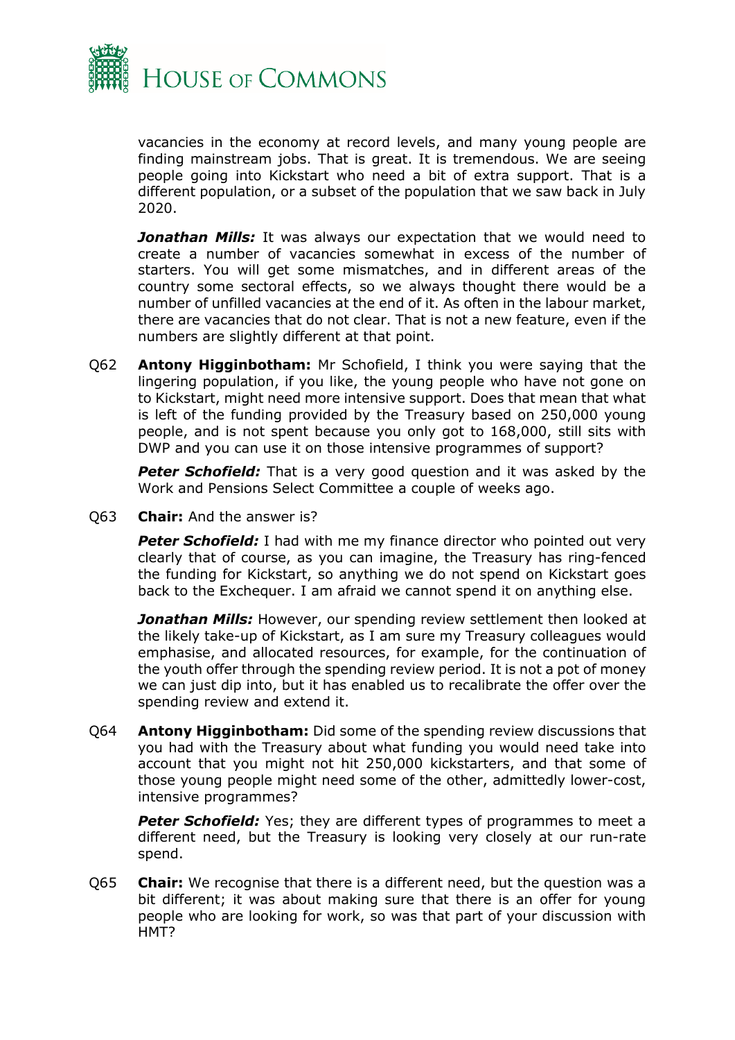vacancies in the economy at record levels, and many young people are finding mainstream jobs. That is great. It is tremendous. We are seeing people going into Kickstart who need a bit of extra support. That is a different population, or a subset of the population that we saw back in July 2020.

***Jonathan Mills:*** It was always our expectation that we would need to create a number of vacancies somewhat in excess of the number of starters. You will get some mismatches, and in different areas of the country some sectoral effects, so we always thought there would be a number of unfilled vacancies at the end of it. As often in the labour market, there are vacancies that do not clear. That is not a new feature, even if the numbers are slightly different at that point.

Q62 **Antony Higginbotham:** Mr Schofield, I think you were saying that the lingering population, if you like, the young people who have not gone on to Kickstart, might need more intensive support. Does that mean that what is left of the funding provided by the Treasury based on 250,000 young people, and is not spent because you only got to 168,000, still sits with DWP and you can use it on those intensive programmes of support?

***Peter Schofield:*** That is a very good question and it was asked by the Work and Pensions Select Committee a couple of weeks ago.

Q63 **Chair:** And the answer is?

***Peter Schofield:*** I had with me my finance director who pointed out very clearly that of course, as you can imagine, the Treasury has ring-fenced the funding for Kickstart, so anything we do not spend on Kickstart goes back to the Exchequer. I am afraid we cannot spend it on anything else.

***Jonathan Mills:*** However, our spending review settlement then looked at the likely take-up of Kickstart, as I am sure my Treasury colleagues would emphasise, and allocated resources, for example, for the continuation of the youth offer through the spending review period. It is not a pot of money we can just dip into, but it has enabled us to recalibrate the offer over the spending review and extend it.

Q64 **Antony Higginbotham:** Did some of the spending review discussions that you had with the Treasury about what funding you would need take into account that you might not hit 250,000 kickstarters, and that some of those young people might need some of the other, admittedly lower-cost, intensive programmes?

***Peter Schofield:*** Yes; they are different types of programmes to meet a different need, but the Treasury is looking very closely at our run-rate spend.

Q65 **Chair:** We recognise that there is a different need, but the question was a bit different; it was about making sure that there is an offer for young people who are looking for work, so was that part of your discussion with HMT?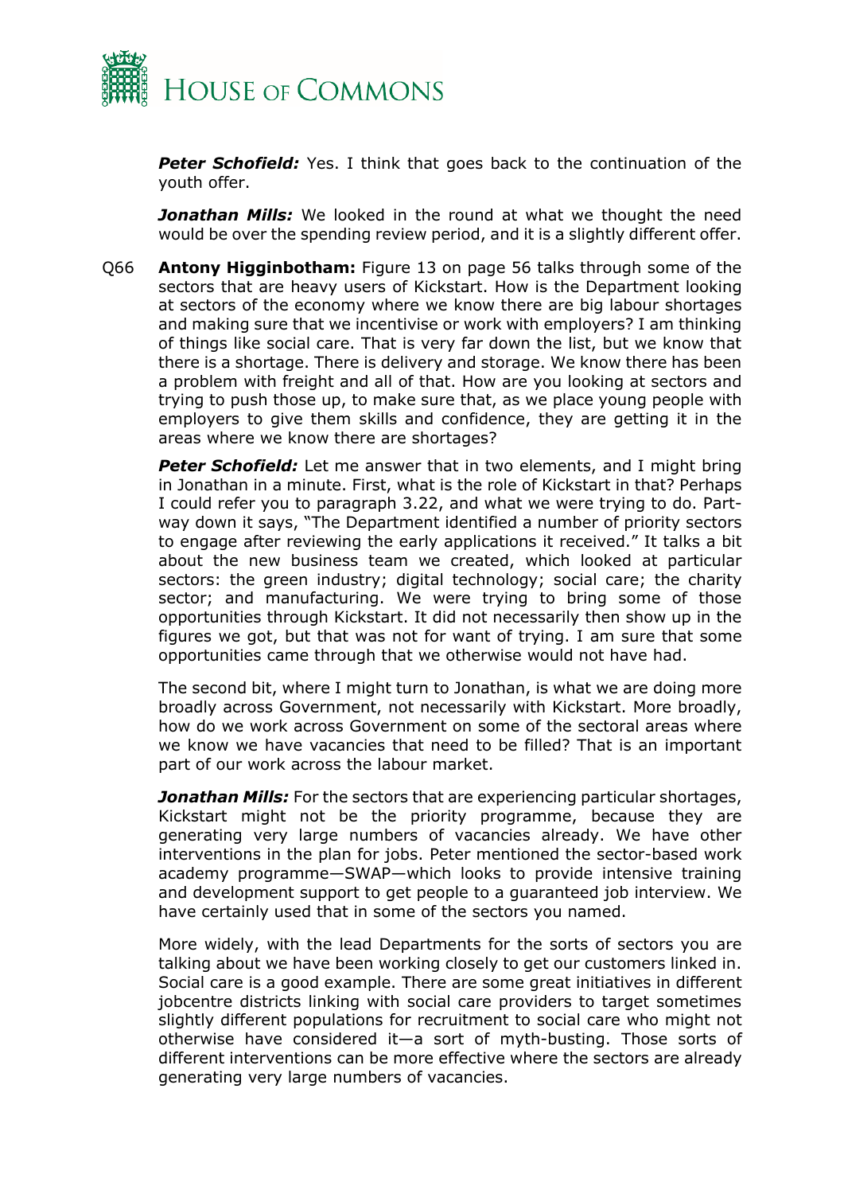***Peter Schofield:*** Yes. I think that goes back to the continuation of the youth offer.

***Jonathan Mills:*** We looked in the round at what we thought the need would be over the spending review period, and it is a slightly different offer.

Q66 **Antony Higginbotham:** Figure 13 on page 56 talks through some of the sectors that are heavy users of Kickstart. How is the Department looking at sectors of the economy where we know there are big labour shortages and making sure that we incentivise or work with employers? I am thinking of things like social care. That is very far down the list, but we know that there is a shortage. There is delivery and storage. We know there has been a problem with freight and all of that. How are you looking at sectors and trying to push those up, to make sure that, as we place young people with employers to give them skills and confidence, they are getting it in the areas where we know there are shortages?

***Peter Schofield:*** Let me answer that in two elements, and I might bring in Jonathan in a minute. First, what is the role of Kickstart in that? Perhaps I could refer you to paragraph 3.22, and what we were trying to do. Part-way down it says, "The Department identified a number of priority sectors to engage after reviewing the early applications it received." It talks a bit about the new business team we created, which looked at particular sectors: the green industry; digital technology; social care; the charity sector; and manufacturing. We were trying to bring some of those opportunities through Kickstart. It did not necessarily then show up in the figures we got, but that was not for want of trying. I am sure that some opportunities came through that we otherwise would not have had.

The second bit, where I might turn to Jonathan, is what we are doing more broadly across Government, not necessarily with Kickstart. More broadly, how do we work across Government on some of the sectoral areas where we know we have vacancies that need to be filled? That is an important part of our work across the labour market.

***Jonathan Mills:*** For the sectors that are experiencing particular shortages, Kickstart might not be the priority programme, because they are generating very large numbers of vacancies already. We have other interventions in the plan for jobs. Peter mentioned the sector-based work academy programme—SWAP—which looks to provide intensive training and development support to get people to a guaranteed job interview. We have certainly used that in some of the sectors you named.

More widely, with the lead Departments for the sorts of sectors you are talking about we have been working closely to get our customers linked in. Social care is a good example. There are some great initiatives in different jobcentre districts linking with social care providers to target sometimes slightly different populations for recruitment to social care who might not otherwise have considered it—a sort of myth-busting. Those sorts of different interventions can be more effective where the sectors are already generating very large numbers of vacancies.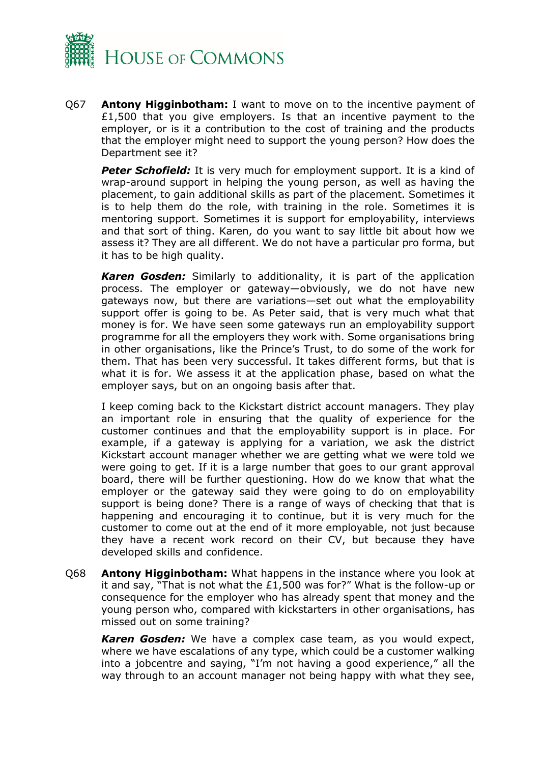Q67 **Antony Higginbotham:** I want to move on to the incentive payment of £1,500 that you give employers. Is that an incentive payment to the employer, or is it a contribution to the cost of training and the products that the employer might need to support the young person? How does the Department see it?

***Peter Schofield:*** It is very much for employment support. It is a kind of wrap-around support in helping the young person, as well as having the placement, to gain additional skills as part of the placement. Sometimes it is to help them do the role, with training in the role. Sometimes it is mentoring support. Sometimes it is support for employability, interviews and that sort of thing. Karen, do you want to say little bit about how we assess it? They are all different. We do not have a particular pro forma, but it has to be high quality.

***Karen Gosden:*** Similarly to additionality, it is part of the application process. The employer or gateway—obviously, we do not have new gateways now, but there are variations—set out what the employability support offer is going to be. As Peter said, that is very much what that money is for. We have seen some gateways run an employability support programme for all the employers they work with. Some organisations bring in other organisations, like the Prince's Trust, to do some of the work for them. That has been very successful. It takes different forms, but that is what it is for. We assess it at the application phase, based on what the employer says, but on an ongoing basis after that.

I keep coming back to the Kickstart district account managers. They play an important role in ensuring that the quality of experience for the customer continues and that the employability support is in place. For example, if a gateway is applying for a variation, we ask the district Kickstart account manager whether we are getting what we were told we were going to get. If it is a large number that goes to our grant approval board, there will be further questioning. How do we know that what the employer or the gateway said they were going to do on employability support is being done? There is a range of ways of checking that that is happening and encouraging it to continue, but it is very much for the customer to come out at the end of it more employable, not just because they have a recent work record on their CV, but because they have developed skills and confidence.

Q68 **Antony Higginbotham:** What happens in the instance where you look at it and say, "That is not what the £1,500 was for?" What is the follow-up or consequence for the employer who has already spent that money and the young person who, compared with kickstarters in other organisations, has missed out on some training?

***Karen Gosden:*** We have a complex case team, as you would expect, where we have escalations of any type, which could be a customer walking into a jobcentre and saying, "I'm not having a good experience," all the way through to an account manager not being happy with what they see,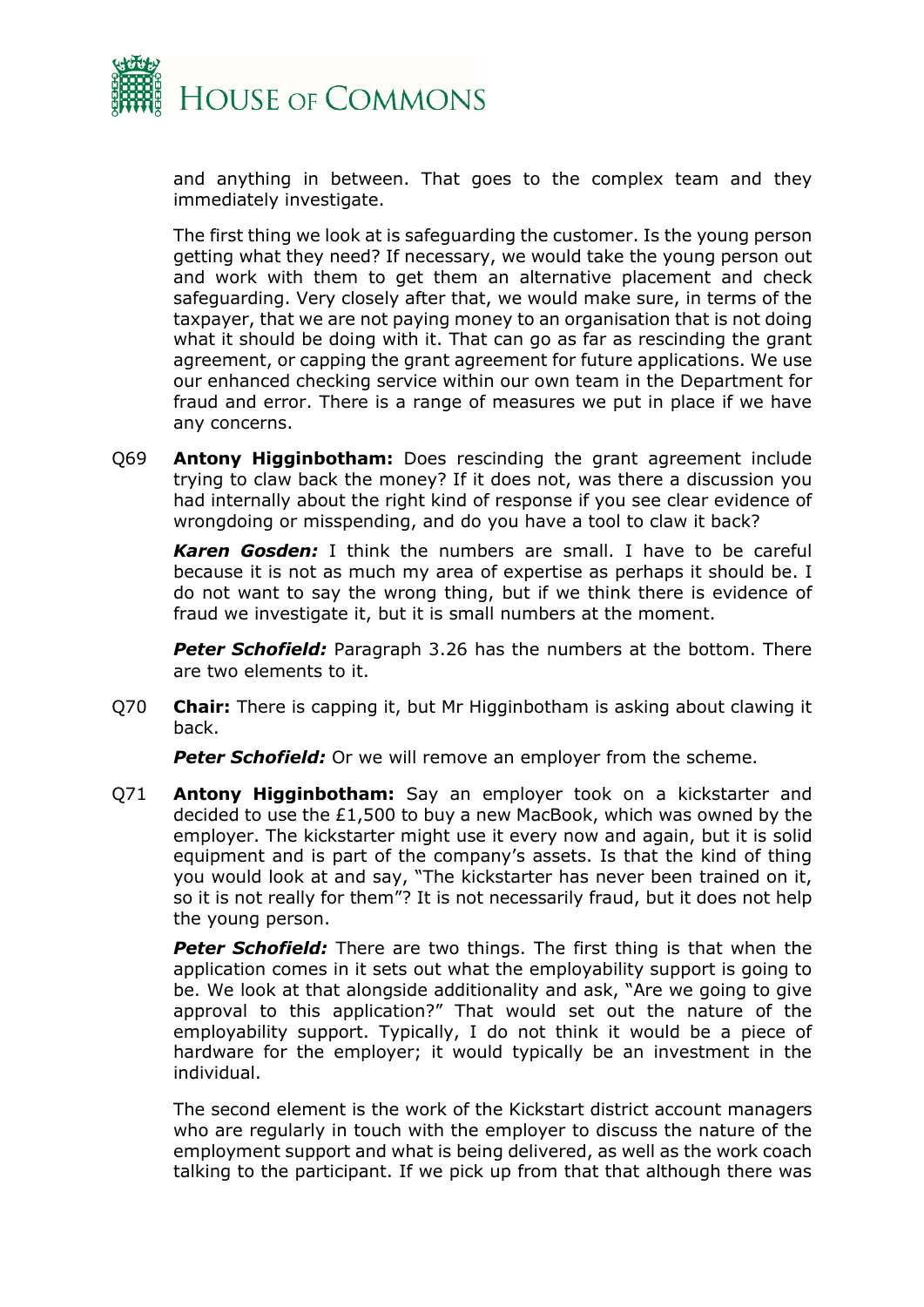and anything in between. That goes to the complex team and they immediately investigate.

The first thing we look at is safeguarding the customer. Is the young person getting what they need? If necessary, we would take the young person out and work with them to get them an alternative placement and check safeguarding. Very closely after that, we would make sure, in terms of the taxpayer, that we are not paying money to an organisation that is not doing what it should be doing with it. That can go as far as rescinding the grant agreement, or capping the grant agreement for future applications. We use our enhanced checking service within our own team in the Department for fraud and error. There is a range of measures we put in place if we have any concerns.

Q69 **Antony Higginbotham:** Does rescinding the grant agreement include trying to claw back the money? If it does not, was there a discussion you had internally about the right kind of response if you see clear evidence of wrongdoing or misspending, and do you have a tool to claw it back?

***Karen Gosden:*** I think the numbers are small. I have to be careful because it is not as much my area of expertise as perhaps it should be. I do not want to say the wrong thing, but if we think there is evidence of fraud we investigate it, but it is small numbers at the moment.

***Peter Schofield:*** Paragraph 3.26 has the numbers at the bottom. There are two elements to it.

Q70 **Chair:** There is capping it, but Mr Higginbotham is asking about clawing it back.

***Peter Schofield:*** Or we will remove an employer from the scheme.

Q71 **Antony Higginbotham:** Say an employer took on a kickstarter and decided to use the £1,500 to buy a new MacBook, which was owned by the employer. The kickstarter might use it every now and again, but it is solid equipment and is part of the company's assets. Is that the kind of thing you would look at and say, "The kickstarter has never been trained on it, so it is not really for them"? It is not necessarily fraud, but it does not help the young person.

***Peter Schofield:*** There are two things. The first thing is that when the application comes in it sets out what the employability support is going to be. We look at that alongside additionality and ask, "Are we going to give approval to this application?" That would set out the nature of the employability support. Typically, I do not think it would be a piece of hardware for the employer; it would typically be an investment in the individual.

The second element is the work of the Kickstart district account managers who are regularly in touch with the employer to discuss the nature of the employment support and what is being delivered, as well as the work coach talking to the participant. If we pick up from that that although there was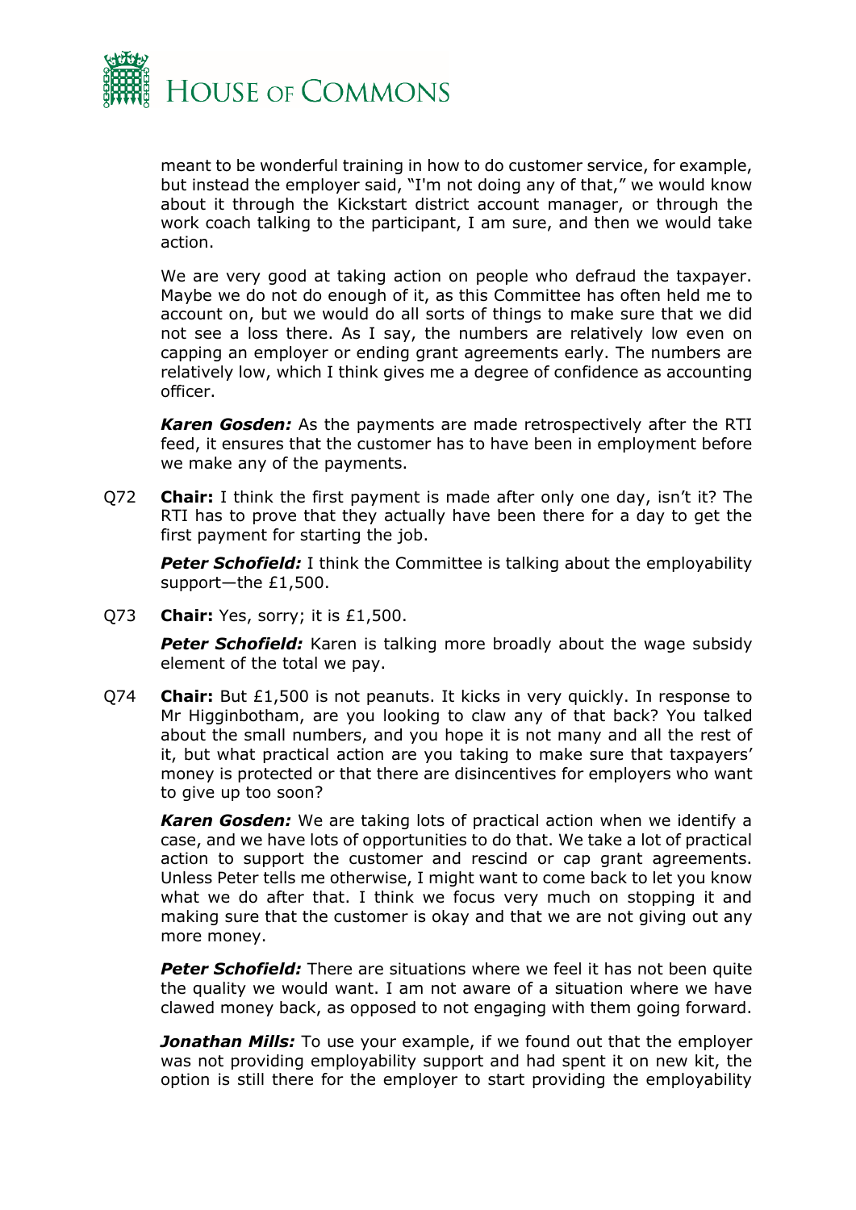meant to be wonderful training in how to do customer service, for example, but instead the employer said, "I'm not doing any of that," we would know about it through the Kickstart district account manager, or through the work coach talking to the participant, I am sure, and then we would take action.

We are very good at taking action on people who defraud the taxpayer. Maybe we do not do enough of it, as this Committee has often held me to account on, but we would do all sorts of things to make sure that we did not see a loss there. As I say, the numbers are relatively low even on capping an employer or ending grant agreements early. The numbers are relatively low, which I think gives me a degree of confidence as accounting officer.

***Karen Gosden:*** As the payments are made retrospectively after the RTI feed, it ensures that the customer has to have been in employment before we make any of the payments.

Q72 **Chair:** I think the first payment is made after only one day, isn't it? The RTI has to prove that they actually have been there for a day to get the first payment for starting the job.

***Peter Schofield:*** I think the Committee is talking about the employability support—the £1,500.

Q73 **Chair:** Yes, sorry; it is £1,500.

***Peter Schofield:*** Karen is talking more broadly about the wage subsidy element of the total we pay.

Q74 **Chair:** But £1,500 is not peanuts. It kicks in very quickly. In response to Mr Higginbotham, are you looking to claw any of that back? You talked about the small numbers, and you hope it is not many and all the rest of it, but what practical action are you taking to make sure that taxpayers' money is protected or that there are disincentives for employers who want to give up too soon?

***Karen Gosden:*** We are taking lots of practical action when we identify a case, and we have lots of opportunities to do that. We take a lot of practical action to support the customer and rescind or cap grant agreements. Unless Peter tells me otherwise, I might want to come back to let you know what we do after that. I think we focus very much on stopping it and making sure that the customer is okay and that we are not giving out any more money.

***Peter Schofield:*** There are situations where we feel it has not been quite the quality we would want. I am not aware of a situation where we have clawed money back, as opposed to not engaging with them going forward.

***Jonathan Mills:*** To use your example, if we found out that the employer was not providing employability support and had spent it on new kit, the option is still there for the employer to start providing the employability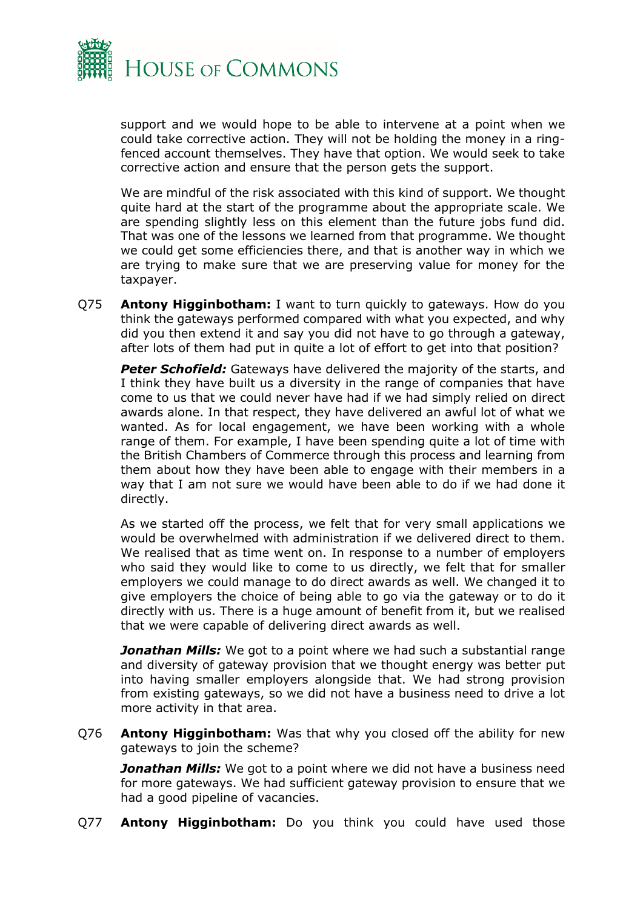support and we would hope to be able to intervene at a point when we could take corrective action. They will not be holding the money in a ring-fenced account themselves. They have that option. We would seek to take corrective action and ensure that the person gets the support.

We are mindful of the risk associated with this kind of support. We thought quite hard at the start of the programme about the appropriate scale. We are spending slightly less on this element than the future jobs fund did. That was one of the lessons we learned from that programme. We thought we could get some efficiencies there, and that is another way in which we are trying to make sure that we are preserving value for money for the taxpayer.

Q75 **Antony Higginbotham:** I want to turn quickly to gateways. How do you think the gateways performed compared with what you expected, and why did you then extend it and say you did not have to go through a gateway, after lots of them had put in quite a lot of effort to get into that position?

***Peter Schofield:*** Gateways have delivered the majority of the starts, and I think they have built us a diversity in the range of companies that have come to us that we could never have had if we had simply relied on direct awards alone. In that respect, they have delivered an awful lot of what we wanted. As for local engagement, we have been working with a whole range of them. For example, I have been spending quite a lot of time with the British Chambers of Commerce through this process and learning from them about how they have been able to engage with their members in a way that I am not sure we would have been able to do if we had done it directly.

As we started off the process, we felt that for very small applications we would be overwhelmed with administration if we delivered direct to them. We realised that as time went on. In response to a number of employers who said they would like to come to us directly, we felt that for smaller employers we could manage to do direct awards as well. We changed it to give employers the choice of being able to go via the gateway or to do it directly with us. There is a huge amount of benefit from it, but we realised that we were capable of delivering direct awards as well.

***Jonathan Mills:*** We got to a point where we had such a substantial range and diversity of gateway provision that we thought energy was better put into having smaller employers alongside that. We had strong provision from existing gateways, so we did not have a business need to drive a lot more activity in that area.

Q76 **Antony Higginbotham:** Was that why you closed off the ability for new gateways to join the scheme?

***Jonathan Mills:*** We got to a point where we did not have a business need for more gateways. We had sufficient gateway provision to ensure that we had a good pipeline of vacancies.

Q77 **Antony Higginbotham:** Do you think you could have used those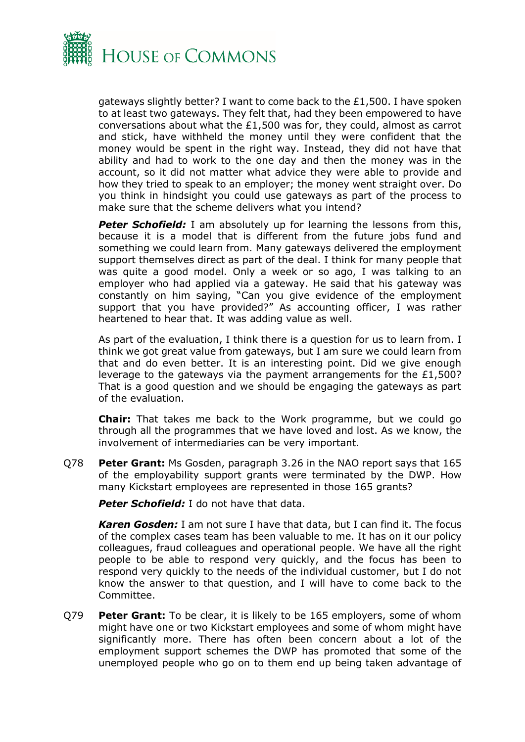gateways slightly better? I want to come back to the £1,500. I have spoken to at least two gateways. They felt that, had they been empowered to have conversations about what the £1,500 was for, they could, almost as carrot and stick, have withheld the money until they were confident that the money would be spent in the right way. Instead, they did not have that ability and had to work to the one day and then the money was in the account, so it did not matter what advice they were able to provide and how they tried to speak to an employer; the money went straight over. Do you think in hindsight you could use gateways as part of the process to make sure that the scheme delivers what you intend?

***Peter Schofield:*** I am absolutely up for learning the lessons from this, because it is a model that is different from the future jobs fund and something we could learn from. Many gateways delivered the employment support themselves direct as part of the deal. I think for many people that was quite a good model. Only a week or so ago, I was talking to an employer who had applied via a gateway. He said that his gateway was constantly on him saying, "Can you give evidence of the employment support that you have provided?" As accounting officer, I was rather heartened to hear that. It was adding value as well.

As part of the evaluation, I think there is a question for us to learn from. I think we got great value from gateways, but I am sure we could learn from that and do even better. It is an interesting point. Did we give enough leverage to the gateways via the payment arrangements for the £1,500? That is a good question and we should be engaging the gateways as part of the evaluation.

**Chair:** That takes me back to the Work programme, but we could go through all the programmes that we have loved and lost. As we know, the involvement of intermediaries can be very important.

Q78 **Peter Grant:** Ms Gosden, paragraph 3.26 in the NAO report says that 165 of the employability support grants were terminated by the DWP. How many Kickstart employees are represented in those 165 grants?

***Peter Schofield:*** I do not have that data.

***Karen Gosden:*** I am not sure I have that data, but I can find it. The focus of the complex cases team has been valuable to me. It has on it our policy colleagues, fraud colleagues and operational people. We have all the right people to be able to respond very quickly, and the focus has been to respond very quickly to the needs of the individual customer, but I do not know the answer to that question, and I will have to come back to the Committee.

Q79 **Peter Grant:** To be clear, it is likely to be 165 employers, some of whom might have one or two Kickstart employees and some of whom might have significantly more. There has often been concern about a lot of the employment support schemes the DWP has promoted that some of the unemployed people who go on to them end up being taken advantage of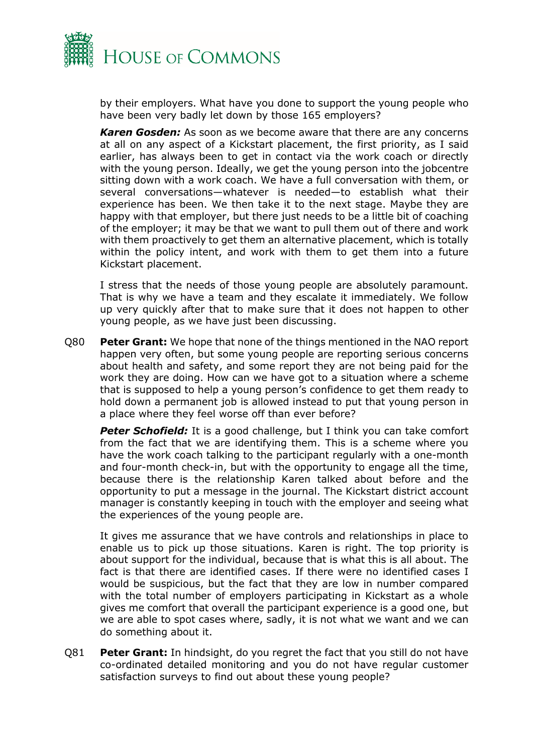by their employers. What have you done to support the young people who have been very badly let down by those 165 employers?

***Karen Gosden:*** As soon as we become aware that there are any concerns at all on any aspect of a Kickstart placement, the first priority, as I said earlier, has always been to get in contact via the work coach or directly with the young person. Ideally, we get the young person into the jobcentre sitting down with a work coach. We have a full conversation with them, or several conversations—whatever is needed—to establish what their experience has been. We then take it to the next stage. Maybe they are happy with that employer, but there just needs to be a little bit of coaching of the employer; it may be that we want to pull them out of there and work with them proactively to get them an alternative placement, which is totally within the policy intent, and work with them to get them into a future Kickstart placement.

I stress that the needs of those young people are absolutely paramount. That is why we have a team and they escalate it immediately. We follow up very quickly after that to make sure that it does not happen to other young people, as we have just been discussing.

Q80 **Peter Grant:** We hope that none of the things mentioned in the NAO report happen very often, but some young people are reporting serious concerns about health and safety, and some report they are not being paid for the work they are doing. How can we have got to a situation where a scheme that is supposed to help a young person's confidence to get them ready to hold down a permanent job is allowed instead to put that young person in a place where they feel worse off than ever before?

***Peter Schofield:*** It is a good challenge, but I think you can take comfort from the fact that we are identifying them. This is a scheme where you have the work coach talking to the participant regularly with a one-month and four-month check-in, but with the opportunity to engage all the time, because there is the relationship Karen talked about before and the opportunity to put a message in the journal. The Kickstart district account manager is constantly keeping in touch with the employer and seeing what the experiences of the young people are.

It gives me assurance that we have controls and relationships in place to enable us to pick up those situations. Karen is right. The top priority is about support for the individual, because that is what this is all about. The fact is that there are identified cases. If there were no identified cases I would be suspicious, but the fact that they are low in number compared with the total number of employers participating in Kickstart as a whole gives me comfort that overall the participant experience is a good one, but we are able to spot cases where, sadly, it is not what we want and we can do something about it.

Q81 **Peter Grant:** In hindsight, do you regret the fact that you still do not have co-ordinated detailed monitoring and you do not have regular customer satisfaction surveys to find out about these young people?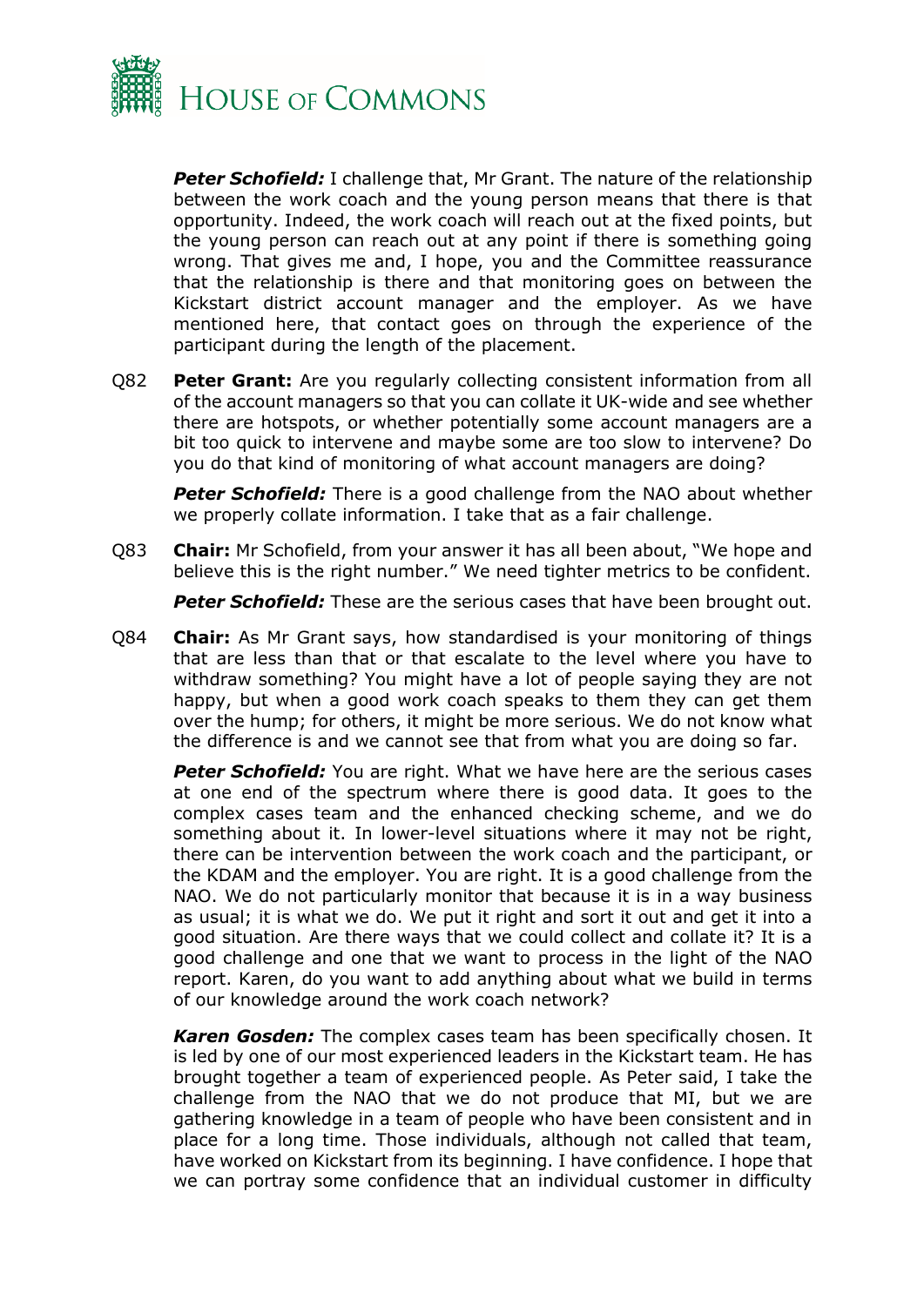***Peter Schofield:*** I challenge that, Mr Grant. The nature of the relationship between the work coach and the young person means that there is that opportunity. Indeed, the work coach will reach out at the fixed points, but the young person can reach out at any point if there is something going wrong. That gives me and, I hope, you and the Committee reassurance that the relationship is there and that monitoring goes on between the Kickstart district account manager and the employer. As we have mentioned here, that contact goes on through the experience of the participant during the length of the placement.

Q82 **Peter Grant:** Are you regularly collecting consistent information from all of the account managers so that you can collate it UK-wide and see whether there are hotspots, or whether potentially some account managers are a bit too quick to intervene and maybe some are too slow to intervene? Do you do that kind of monitoring of what account managers are doing?

***Peter Schofield:*** There is a good challenge from the NAO about whether we properly collate information. I take that as a fair challenge.

Q83 **Chair:** Mr Schofield, from your answer it has all been about, "We hope and believe this is the right number." We need tighter metrics to be confident.

***Peter Schofield:*** These are the serious cases that have been brought out.

Q84 **Chair:** As Mr Grant says, how standardised is your monitoring of things that are less than that or that escalate to the level where you have to withdraw something? You might have a lot of people saying they are not happy, but when a good work coach speaks to them they can get them over the hump; for others, it might be more serious. We do not know what the difference is and we cannot see that from what you are doing so far.

***Peter Schofield:*** You are right. What we have here are the serious cases at one end of the spectrum where there is good data. It goes to the complex cases team and the enhanced checking scheme, and we do something about it. In lower-level situations where it may not be right, there can be intervention between the work coach and the participant, or the KDAM and the employer. You are right. It is a good challenge from the NAO. We do not particularly monitor that because it is in a way business as usual; it is what we do. We put it right and sort it out and get it into a good situation. Are there ways that we could collect and collate it? It is a good challenge and one that we want to process in the light of the NAO report. Karen, do you want to add anything about what we build in terms of our knowledge around the work coach network?

***Karen Gosden:*** The complex cases team has been specifically chosen. It is led by one of our most experienced leaders in the Kickstart team. He has brought together a team of experienced people. As Peter said, I take the challenge from the NAO that we do not produce that MI, but we are gathering knowledge in a team of people who have been consistent and in place for a long time. Those individuals, although not called that team, have worked on Kickstart from its beginning. I have confidence. I hope that we can portray some confidence that an individual customer in difficulty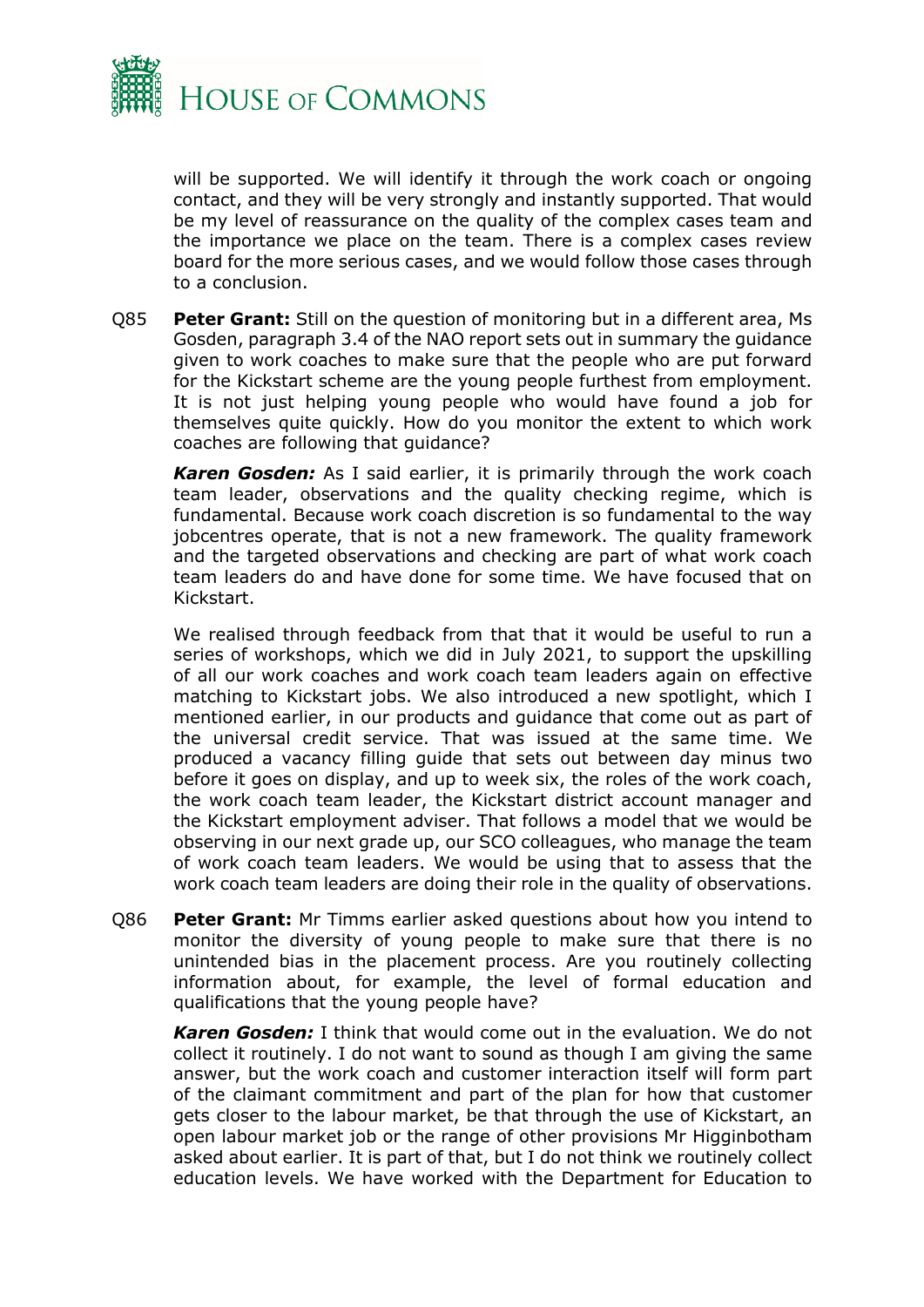will be supported. We will identify it through the work coach or ongoing contact, and they will be very strongly and instantly supported. That would be my level of reassurance on the quality of the complex cases team and the importance we place on the team. There is a complex cases review board for the more serious cases, and we would follow those cases through to a conclusion.

Q85 **Peter Grant:** Still on the question of monitoring but in a different area, Ms Gosden, paragraph 3.4 of the NAO report sets out in summary the guidance given to work coaches to make sure that the people who are put forward for the Kickstart scheme are the young people furthest from employment. It is not just helping young people who would have found a job for themselves quite quickly. How do you monitor the extent to which work coaches are following that guidance?

***Karen Gosden:*** As I said earlier, it is primarily through the work coach team leader, observations and the quality checking regime, which is fundamental. Because work coach discretion is so fundamental to the way jobcentres operate, that is not a new framework. The quality framework and the targeted observations and checking are part of what work coach team leaders do and have done for some time. We have focused that on Kickstart.

We realised through feedback from that that it would be useful to run a series of workshops, which we did in July 2021, to support the upskilling of all our work coaches and work coach team leaders again on effective matching to Kickstart jobs. We also introduced a new spotlight, which I mentioned earlier, in our products and guidance that come out as part of the universal credit service. That was issued at the same time. We produced a vacancy filling guide that sets out between day minus two before it goes on display, and up to week six, the roles of the work coach, the work coach team leader, the Kickstart district account manager and the Kickstart employment adviser. That follows a model that we would be observing in our next grade up, our SCO colleagues, who manage the team of work coach team leaders. We would be using that to assess that the work coach team leaders are doing their role in the quality of observations.

Q86 **Peter Grant:** Mr Timms earlier asked questions about how you intend to monitor the diversity of young people to make sure that there is no unintended bias in the placement process. Are you routinely collecting information about, for example, the level of formal education and qualifications that the young people have?

***Karen Gosden:*** I think that would come out in the evaluation. We do not collect it routinely. I do not want to sound as though I am giving the same answer, but the work coach and customer interaction itself will form part of the claimant commitment and part of the plan for how that customer gets closer to the labour market, be that through the use of Kickstart, an open labour market job or the range of other provisions Mr Higginbotham asked about earlier. It is part of that, but I do not think we routinely collect education levels. We have worked with the Department for Education to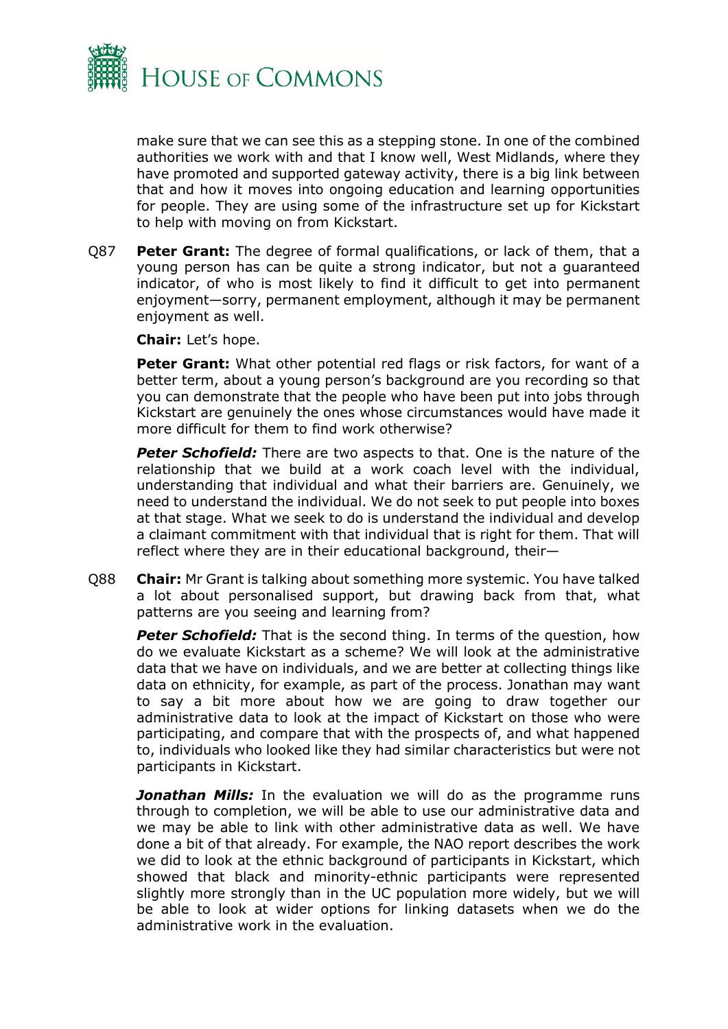make sure that we can see this as a stepping stone. In one of the combined authorities we work with and that I know well, West Midlands, where they have promoted and supported gateway activity, there is a big link between that and how it moves into ongoing education and learning opportunities for people. They are using some of the infrastructure set up for Kickstart to help with moving on from Kickstart.

Q87 **Peter Grant:** The degree of formal qualifications, or lack of them, that a young person has can be quite a strong indicator, but not a guaranteed indicator, of who is most likely to find it difficult to get into permanent enjoyment—sorry, permanent employment, although it may be permanent enjoyment as well.

**Chair:** Let's hope.

**Peter Grant:** What other potential red flags or risk factors, for want of a better term, about a young person's background are you recording so that you can demonstrate that the people who have been put into jobs through Kickstart are genuinely the ones whose circumstances would have made it more difficult for them to find work otherwise?

***Peter Schofield:*** There are two aspects to that. One is the nature of the relationship that we build at a work coach level with the individual, understanding that individual and what their barriers are. Genuinely, we need to understand the individual. We do not seek to put people into boxes at that stage. What we seek to do is understand the individual and develop a claimant commitment with that individual that is right for them. That will reflect where they are in their educational background, their—

Q88 **Chair:** Mr Grant is talking about something more systemic. You have talked a lot about personalised support, but drawing back from that, what patterns are you seeing and learning from?

***Peter Schofield:*** That is the second thing. In terms of the question, how do we evaluate Kickstart as a scheme? We will look at the administrative data that we have on individuals, and we are better at collecting things like data on ethnicity, for example, as part of the process. Jonathan may want to say a bit more about how we are going to draw together our administrative data to look at the impact of Kickstart on those who were participating, and compare that with the prospects of, and what happened to, individuals who looked like they had similar characteristics but were not participants in Kickstart.

***Jonathan Mills:*** In the evaluation we will do as the programme runs through to completion, we will be able to use our administrative data and we may be able to link with other administrative data as well. We have done a bit of that already. For example, the NAO report describes the work we did to look at the ethnic background of participants in Kickstart, which showed that black and minority-ethnic participants were represented slightly more strongly than in the UC population more widely, but we will be able to look at wider options for linking datasets when we do the administrative work in the evaluation.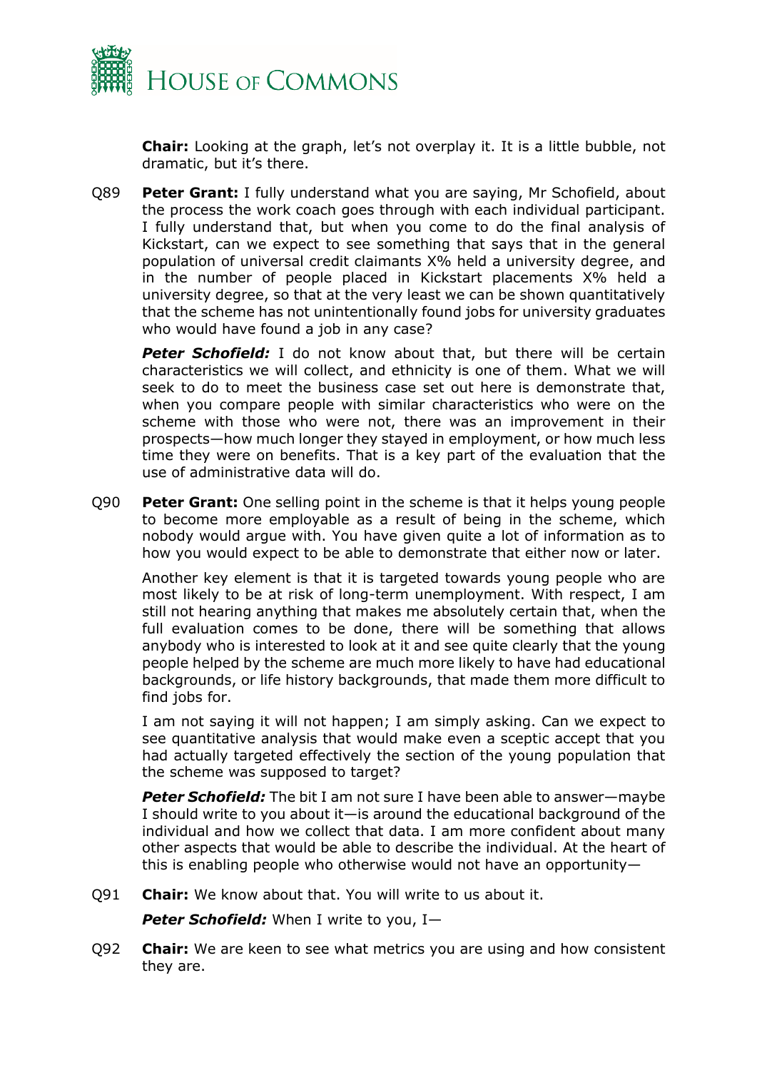**Chair:** Looking at the graph, let's not overplay it. It is a little bubble, not dramatic, but it's there.

Q89 **Peter Grant:** I fully understand what you are saying, Mr Schofield, about the process the work coach goes through with each individual participant. I fully understand that, but when you come to do the final analysis of Kickstart, can we expect to see something that says that in the general population of universal credit claimants X% held a university degree, and in the number of people placed in Kickstart placements X% held a university degree, so that at the very least we can be shown quantitatively that the scheme has not unintentionally found jobs for university graduates who would have found a job in any case?

***Peter Schofield:*** I do not know about that, but there will be certain characteristics we will collect, and ethnicity is one of them. What we will seek to do to meet the business case set out here is demonstrate that, when you compare people with similar characteristics who were on the scheme with those who were not, there was an improvement in their prospects—how much longer they stayed in employment, or how much less time they were on benefits. That is a key part of the evaluation that the use of administrative data will do.

Q90 **Peter Grant:** One selling point in the scheme is that it helps young people to become more employable as a result of being in the scheme, which nobody would argue with. You have given quite a lot of information as to how you would expect to be able to demonstrate that either now or later.

Another key element is that it is targeted towards young people who are most likely to be at risk of long-term unemployment. With respect, I am still not hearing anything that makes me absolutely certain that, when the full evaluation comes to be done, there will be something that allows anybody who is interested to look at it and see quite clearly that the young people helped by the scheme are much more likely to have had educational backgrounds, or life history backgrounds, that made them more difficult to find jobs for.

I am not saying it will not happen; I am simply asking. Can we expect to see quantitative analysis that would make even a sceptic accept that you had actually targeted effectively the section of the young population that the scheme was supposed to target?

***Peter Schofield:*** The bit I am not sure I have been able to answer—maybe I should write to you about it—is around the educational background of the individual and how we collect that data. I am more confident about many other aspects that would be able to describe the individual. At the heart of this is enabling people who otherwise would not have an opportunity—

Q91 **Chair:** We know about that. You will write to us about it.

***Peter Schofield:*** When I write to you, I—

Q92 **Chair:** We are keen to see what metrics you are using and how consistent they are.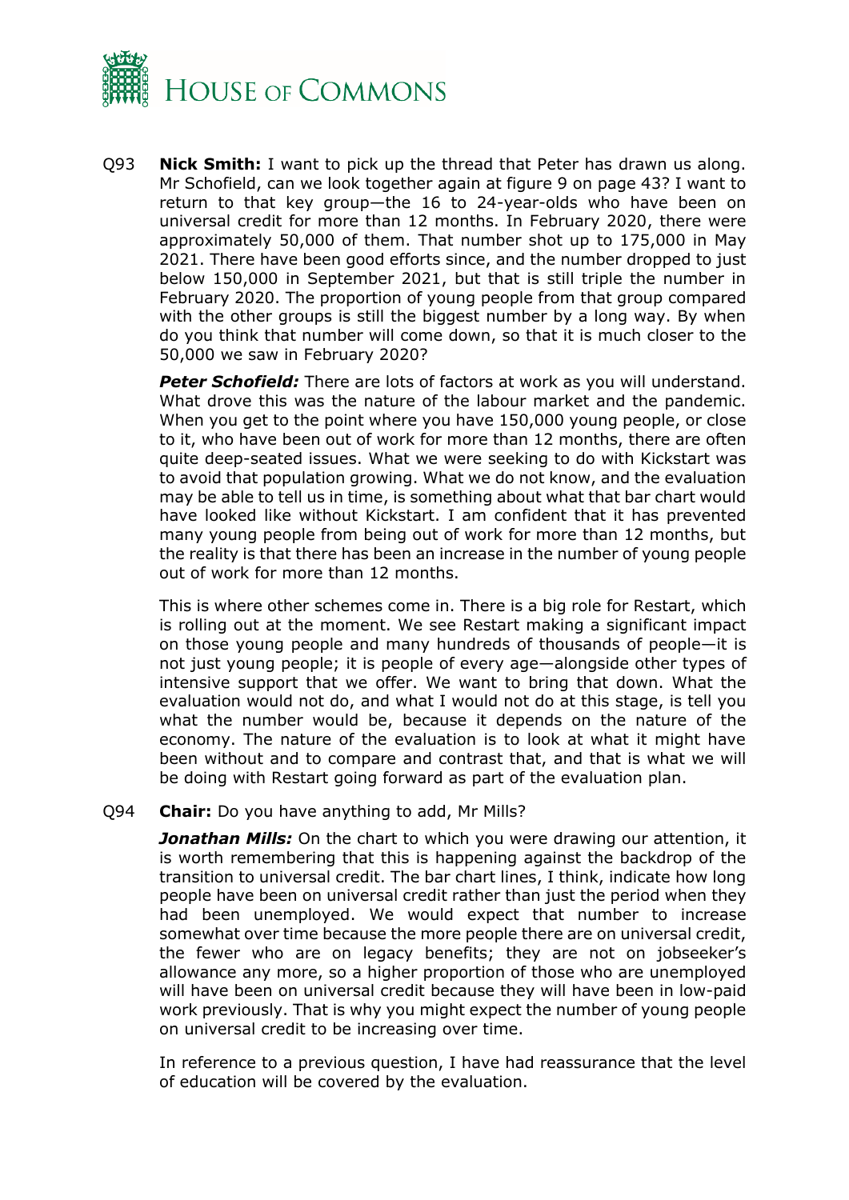Q93 **Nick Smith:** I want to pick up the thread that Peter has drawn us along. Mr Schofield, can we look together again at figure 9 on page 43? I want to return to that key group—the 16 to 24-year-olds who have been on universal credit for more than 12 months. In February 2020, there were approximately 50,000 of them. That number shot up to 175,000 in May 2021. There have been good efforts since, and the number dropped to just below 150,000 in September 2021, but that is still triple the number in February 2020. The proportion of young people from that group compared with the other groups is still the biggest number by a long way. By when do you think that number will come down, so that it is much closer to the 50,000 we saw in February 2020?

***Peter Schofield:*** There are lots of factors at work as you will understand. What drove this was the nature of the labour market and the pandemic. When you get to the point where you have 150,000 young people, or close to it, who have been out of work for more than 12 months, there are often quite deep-seated issues. What we were seeking to do with Kickstart was to avoid that population growing. What we do not know, and the evaluation may be able to tell us in time, is something about what that bar chart would have looked like without Kickstart. I am confident that it has prevented many young people from being out of work for more than 12 months, but the reality is that there has been an increase in the number of young people out of work for more than 12 months.

This is where other schemes come in. There is a big role for Restart, which is rolling out at the moment. We see Restart making a significant impact on those young people and many hundreds of thousands of people—it is not just young people; it is people of every age—alongside other types of intensive support that we offer. We want to bring that down. What the evaluation would not do, and what I would not do at this stage, is tell you what the number would be, because it depends on the nature of the economy. The nature of the evaluation is to look at what it might have been without and to compare and contrast that, and that is what we will be doing with Restart going forward as part of the evaluation plan.

Q94 **Chair:** Do you have anything to add, Mr Mills?

***Jonathan Mills:*** On the chart to which you were drawing our attention, it is worth remembering that this is happening against the backdrop of the transition to universal credit. The bar chart lines, I think, indicate how long people have been on universal credit rather than just the period when they had been unemployed. We would expect that number to increase somewhat over time because the more people there are on universal credit, the fewer who are on legacy benefits; they are not on jobseeker's allowance any more, so a higher proportion of those who are unemployed will have been on universal credit because they will have been in low-paid work previously. That is why you might expect the number of young people on universal credit to be increasing over time.

In reference to a previous question, I have had reassurance that the level of education will be covered by the evaluation.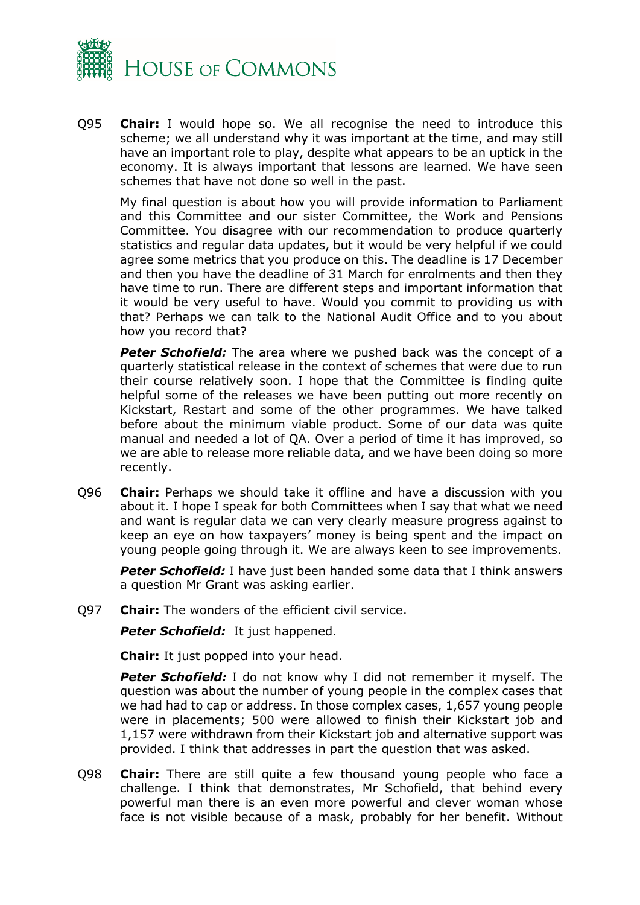Q95 **Chair:** I would hope so. We all recognise the need to introduce this scheme; we all understand why it was important at the time, and may still have an important role to play, despite what appears to be an uptick in the economy. It is always important that lessons are learned. We have seen schemes that have not done so well in the past.

My final question is about how you will provide information to Parliament and this Committee and our sister Committee, the Work and Pensions Committee. You disagree with our recommendation to produce quarterly statistics and regular data updates, but it would be very helpful if we could agree some metrics that you produce on this. The deadline is 17 December and then you have the deadline of 31 March for enrolments and then they have time to run. There are different steps and important information that it would be very useful to have. Would you commit to providing us with that? Perhaps we can talk to the National Audit Office and to you about how you record that?

***Peter Schofield:*** The area where we pushed back was the concept of a quarterly statistical release in the context of schemes that were due to run their course relatively soon. I hope that the Committee is finding quite helpful some of the releases we have been putting out more recently on Kickstart, Restart and some of the other programmes. We have talked before about the minimum viable product. Some of our data was quite manual and needed a lot of QA. Over a period of time it has improved, so we are able to release more reliable data, and we have been doing so more recently.

Q96 **Chair:** Perhaps we should take it offline and have a discussion with you about it. I hope I speak for both Committees when I say that what we need and want is regular data we can very clearly measure progress against to keep an eye on how taxpayers' money is being spent and the impact on young people going through it. We are always keen to see improvements.

***Peter Schofield:*** I have just been handed some data that I think answers a question Mr Grant was asking earlier.

Q97 **Chair:** The wonders of the efficient civil service.

***Peter Schofield:*** It just happened.

**Chair:** It just popped into your head.

***Peter Schofield:*** I do not know why I did not remember it myself. The question was about the number of young people in the complex cases that we had had to cap or address. In those complex cases, 1,657 young people were in placements; 500 were allowed to finish their Kickstart job and 1,157 were withdrawn from their Kickstart job and alternative support was provided. I think that addresses in part the question that was asked.

Q98 **Chair:** There are still quite a few thousand young people who face a challenge. I think that demonstrates, Mr Schofield, that behind every powerful man there is an even more powerful and clever woman whose face is not visible because of a mask, probably for her benefit. Without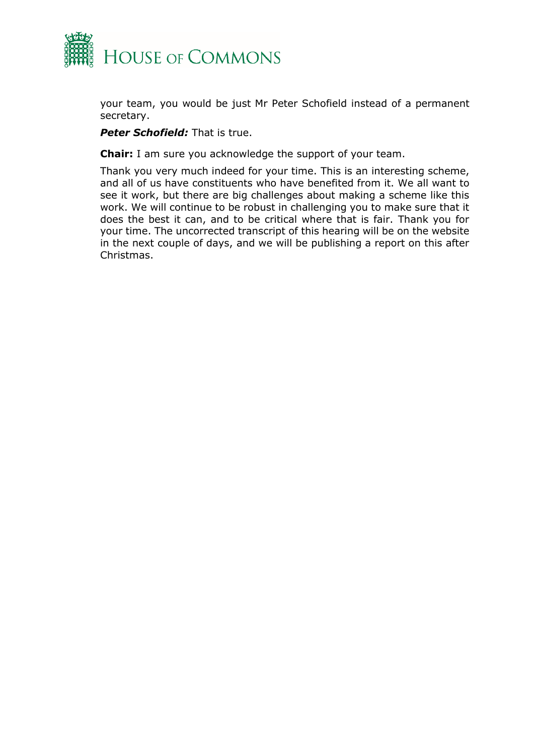your team, you would be just Mr Peter Schofield instead of a permanent secretary.

***Peter Schofield:*** That is true.

**Chair:** I am sure you acknowledge the support of your team.

Thank you very much indeed for your time. This is an interesting scheme, and all of us have constituents who have benefited from it. We all want to see it work, but there are big challenges about making a scheme like this work. We will continue to be robust in challenging you to make sure that it does the best it can, and to be critical where that is fair. Thank you for your time. The uncorrected transcript of this hearing will be on the website in the next couple of days, and we will be publishing a report on this after Christmas.